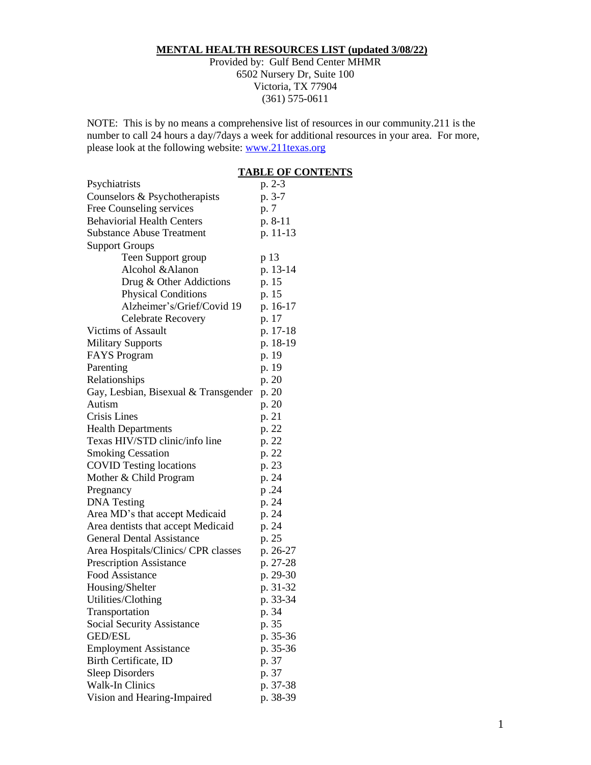# MENTAL HEALTH RESOURCES LIST (updated 3/08/22)

Provided by: Gulf Bend Center MHMR
6502 Nursery Dr, Suite 100
Victoria, TX 77904
(361) 575-0611

NOTE: This is by no means a comprehensive list of resources in our community.211 is the number to call 24 hours a day/7days a week for additional resources in your area. For more, please look at the following website: www.211texas.org

## TABLE OF CONTENTS

| | |
|---|---|
| Psychiatrists | p. 2-3 |
| Counselors & Psychotherapists | p. 3-7 |
| Free Counseling services | p. 7 |
| Behaviorial Health Centers | p. 8-11 |
| Substance Abuse Treatment | p. 11-13 |
| Support Groups | |
| Teen Support group | p 13 |
| Alcohol &Alanon | p. 13-14 |
| Drug & Other Addictions | p. 15 |
| Physical Conditions | p. 15 |
| Alzheimer's/Grief/Covid 19 | p. 16-17 |
| Celebrate Recovery | p. 17 |
| Victims of Assault | p. 17-18 |
| Military Supports | p. 18-19 |
| FAYS Program | p. 19 |
| Parenting | p. 19 |
| Relationships | p. 20 |
| Gay, Lesbian, Bisexual & Transgender | p. 20 |
| Autism | p. 20 |
| Crisis Lines | p. 21 |
| Health Departments | p. 22 |
| Texas HIV/STD clinic/info line | p. 22 |
| Smoking Cessation | p. 22 |
| COVID Testing locations | p. 23 |
| Mother & Child Program | p. 24 |
| Pregnancy | p .24 |
| DNA Testing | p. 24 |
| Area MD's that accept Medicaid | p. 24 |
| Area dentists that accept Medicaid | p. 24 |
| General Dental Assistance | p. 25 |
| Area Hospitals/Clinics/ CPR classes | p. 26-27 |
| Prescription Assistance | p. 27-28 |
| Food Assistance | p. 29-30 |
| Housing/Shelter | p. 31-32 |
| Utilities/Clothing | p. 33-34 |
| Transportation | p. 34 |
| Social Security Assistance | p. 35 |
| GED/ESL | p. 35-36 |
| Employment Assistance | p. 35-36 |
| Birth Certificate, ID | p. 37 |
| Sleep Disorders | p. 37 |
| Walk-In Clinics | p. 37-38 |
| Vision and Hearing-Impaired | p. 38-39 |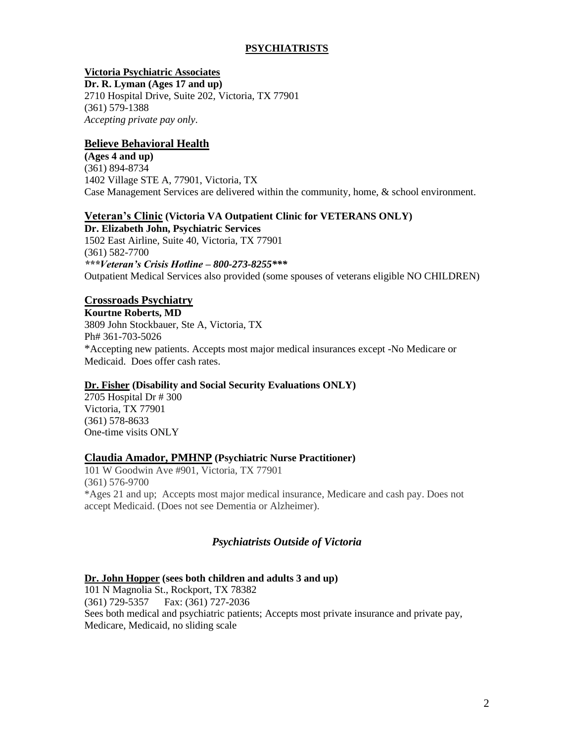# PSYCHIATRISTS

**Victoria Psychiatric Associates**
**Dr. R. Lyman (Ages 17 and up)**
2710 Hospital Drive, Suite 202, Victoria, TX 77901
(361) 579-1388
*Accepting private pay only*.

**Believe Behavioral Health**
**(Ages 4 and up)**
(361) 894-8734
1402 Village STE A, 77901, Victoria, TX
Case Management Services are delivered within the community, home, & school environment.

**Veteran's Clinic (Victoria VA Outpatient Clinic for VETERANS ONLY)**
**Dr. Elizabeth John, Psychiatric Services**
1502 East Airline, Suite 40, Victoria, TX 77901
(361) 582-7700
***\*\*\*Veteran's Crisis Hotline – 800-273-8255\*\*\****
Outpatient Medical Services also provided (some spouses of veterans eligible NO CHILDREN)

**Crossroads Psychiatry**
**Kourtne Roberts, MD**
3809 John Stockbauer, Ste A, Victoria, TX
Ph# 361-703-5026
*Accepting new patients. Accepts most major medical insurances except -No Medicare or Medicaid. Does offer cash rates.

**Dr. Fisher (Disability and Social Security Evaluations ONLY)**
2705 Hospital Dr # 300
Victoria, TX 77901
(361) 578-8633
One-time visits ONLY

**Claudia Amador, PMHNP (Psychiatric Nurse Practitioner)**
101 W Goodwin Ave #901, Victoria, TX 77901
(361) 576-9700
*Ages 21 and up; Accepts most major medical insurance, Medicare and cash pay. Does not accept Medicaid. (Does not see Dementia or Alzheimer).

## *Psychiatrists Outside of Victoria*

**Dr. John Hopper (sees both children and adults 3 and up)**
101 N Magnolia St., Rockport, TX 78382
(361) 729-5357 Fax: (361) 727-2036
Sees both medical and psychiatric patients; Accepts most private insurance and private pay, Medicare, Medicaid, no sliding scale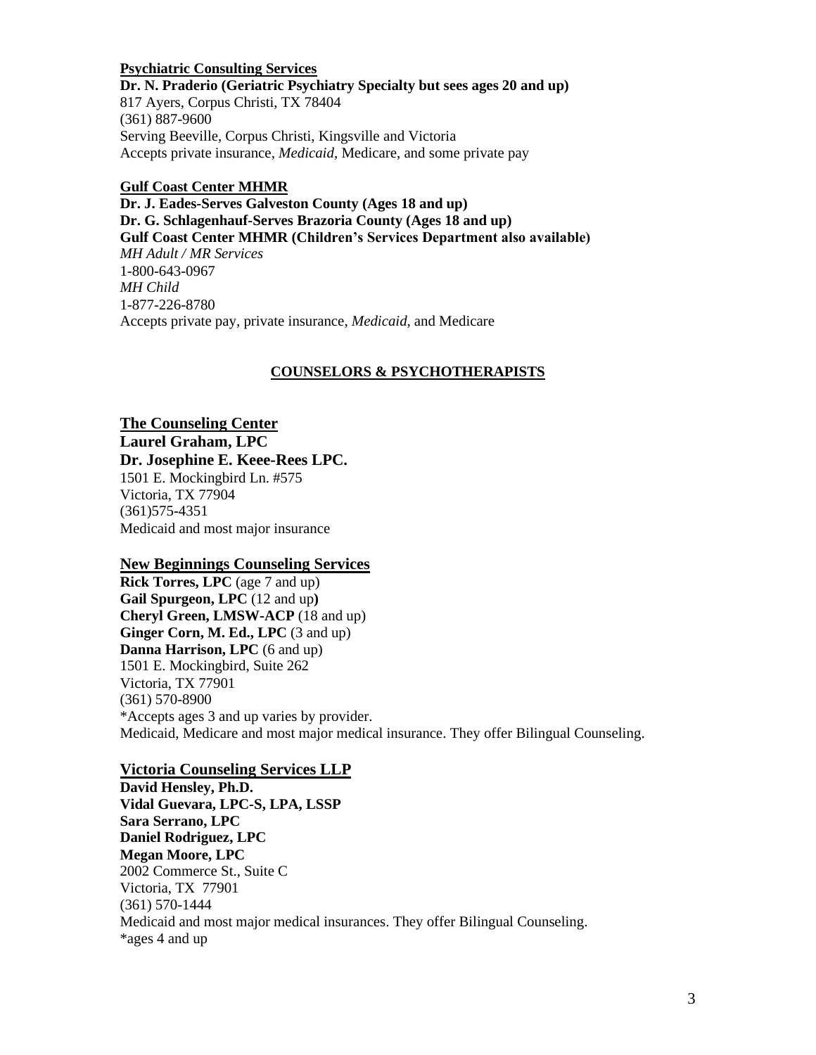**Psychiatric Consulting Services**

**Dr. N. Praderio (Geriatric Psychiatry Specialty but sees ages 20 and up)**
817 Ayers, Corpus Christi, TX 78404
(361) 887-9600
Serving Beeville, Corpus Christi, Kingsville and Victoria
Accepts private insurance, *Medicaid*, Medicare, and some private pay

**Gulf Coast Center MHMR**

**Dr. J. Eades-Serves Galveston County (Ages 18 and up)**
**Dr. G. Schlagenhauf-Serves Brazoria County (Ages 18 and up)**
**Gulf Coast Center MHMR (Children's Services Department also available)**
*MH Adult / MR Services*
1-800-643-0967
*MH Child*
1-877-226-8780
Accepts private pay, private insurance, *Medicaid*, and Medicare

## COUNSELORS & PSYCHOTHERAPISTS

**The Counseling Center**

**Laurel Graham, LPC**
**Dr. Josephine E. Keee-Rees LPC.**
1501 E. Mockingbird Ln. #575
Victoria, TX 77904
(361)575-4351
Medicaid and most major insurance

**New Beginnings Counseling Services**

**Rick Torres, LPC** (age 7 and up)
**Gail Spurgeon, LPC** (12 and up**)**
**Cheryl Green, LMSW-ACP** (18 and up)
**Ginger Corn, M. Ed., LPC** (3 and up)
**Danna Harrison, LPC** (6 and up)
1501 E. Mockingbird, Suite 262
Victoria, TX 77901
(361) 570-8900
*Accepts ages 3 and up varies by provider.
Medicaid, Medicare and most major medical insurance. They offer Bilingual Counseling.

**Victoria Counseling Services LLP**

**David Hensley, Ph.D.**
**Vidal Guevara, LPC-S, LPA, LSSP**
**Sara Serrano, LPC**
**Daniel Rodriguez, LPC**
**Megan Moore, LPC**
2002 Commerce St., Suite C
Victoria, TX 77901
(361) 570-1444
Medicaid and most major medical insurances. They offer Bilingual Counseling.
*ages 4 and up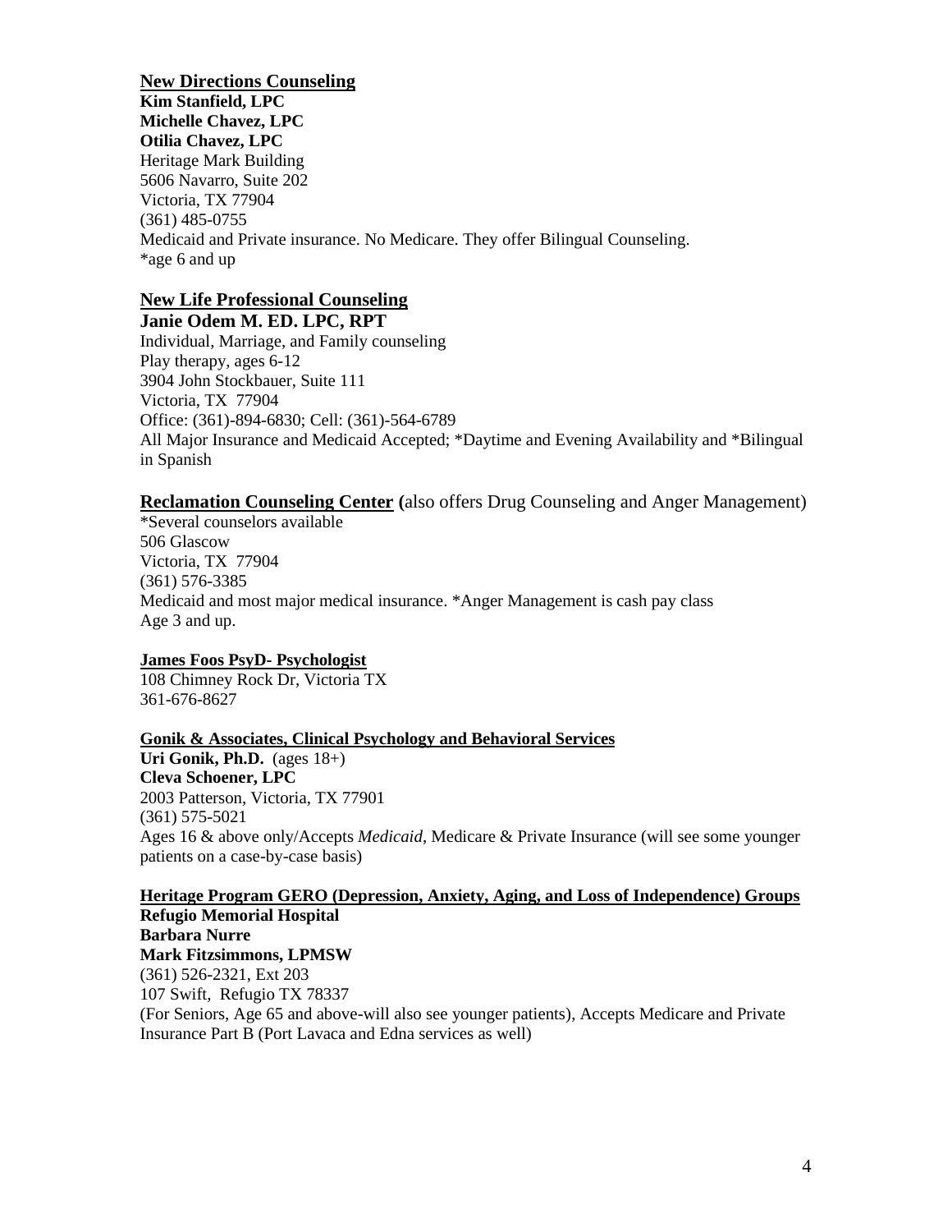**New Directions Counseling**
**Kim Stanfield, LPC**
**Michelle Chavez, LPC**
**Otilia Chavez, LPC**
Heritage Mark Building
5606 Navarro, Suite 202
Victoria, TX 77904
(361) 485-0755
Medicaid and Private insurance. No Medicare. They offer Bilingual Counseling.
*age 6 and up

**New Life Professional Counseling**
**Janie Odem M. ED. LPC, RPT**
Individual, Marriage, and Family counseling
Play therapy, ages 6-12
3904 John Stockbauer, Suite 111
Victoria, TX 77904
Office: (361)-894-6830; Cell: (361)-564-6789
All Major Insurance and Medicaid Accepted; *Daytime and Evening Availability and *Bilingual in Spanish

**Reclamation Counseling Center (**also offers Drug Counseling and Anger Management)
*Several counselors available
506 Glascow
Victoria, TX 77904
(361) 576-3385
Medicaid and most major medical insurance. *Anger Management is cash pay class
Age 3 and up.

**James Foos PsyD- Psychologist**
108 Chimney Rock Dr, Victoria TX
361-676-8627

**Gonik & Associates, Clinical Psychology and Behavioral Services**
**Uri Gonik, Ph.D.** (ages 18+)
**Cleva Schoener, LPC**
2003 Patterson, Victoria, TX 77901
(361) 575-5021
Ages 16 & above only/Accepts *Medicaid*, Medicare & Private Insurance (will see some younger patients on a case-by-case basis)

**Heritage Program GERO (Depression, Anxiety, Aging, and Loss of Independence) Groups**
**Refugio Memorial Hospital**
**Barbara Nurre**
**Mark Fitzsimmons, LPMSW**
(361) 526-2321, Ext 203
107 Swift, Refugio TX 78337
(For Seniors, Age 65 and above-will also see younger patients), Accepts Medicare and Private Insurance Part B (Port Lavaca and Edna services as well)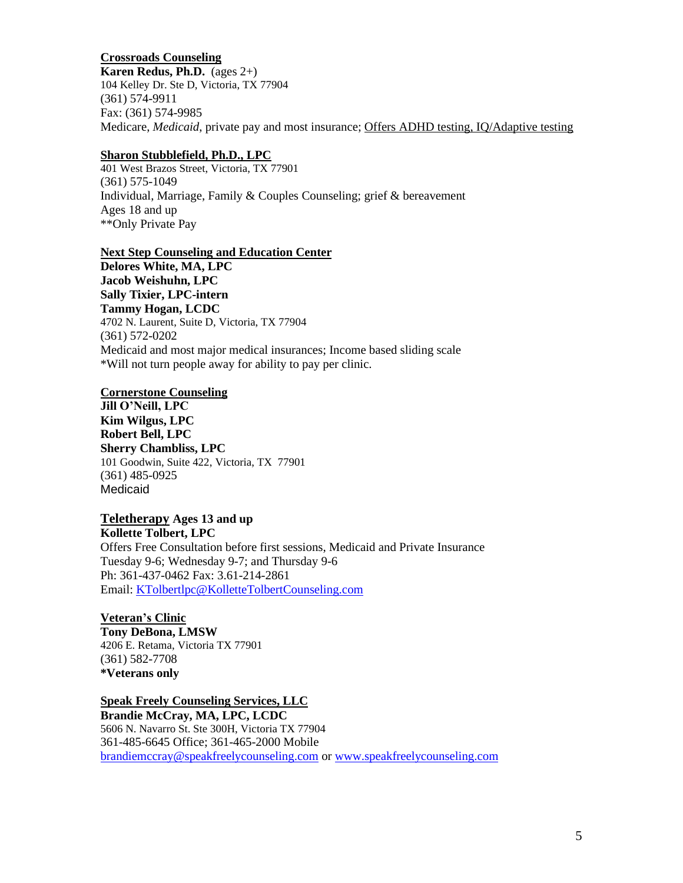**Crossroads Counseling**
**Karen Redus, Ph.D.** (ages 2+)
104 Kelley Dr. Ste D, Victoria, TX 77904
(361) 574-9911
Fax: (361) 574-9985
Medicare, *Medicaid*, private pay and most insurance; Offers ADHD testing, IQ/Adaptive testing

**Sharon Stubblefield, Ph.D., LPC**
401 West Brazos Street, Victoria, TX 77901
(361) 575-1049
Individual, Marriage, Family & Couples Counseling; grief & bereavement
Ages 18 and up
**Only Private Pay

**Next Step Counseling and Education Center**
**Delores White, MA, LPC**
**Jacob Weishuhn, LPC**
**Sally Tixier, LPC-intern**
**Tammy Hogan, LCDC**
4702 N. Laurent, Suite D, Victoria, TX 77904
(361) 572-0202
Medicaid and most major medical insurances; Income based sliding scale
*Will not turn people away for ability to pay per clinic.

**Cornerstone Counseling**
**Jill O'Neill, LPC**
**Kim Wilgus, LPC**
**Robert Bell, LPC**
**Sherry Chambliss, LPC**
101 Goodwin, Suite 422, Victoria, TX 77901
(361) 485-0925
Medicaid

**Teletherapy** **Ages 13 and up**
**Kollette Tolbert, LPC**
Offers Free Consultation before first sessions, Medicaid and Private Insurance
Tuesday 9-6; Wednesday 9-7; and Thursday 9-6
Ph: 361-437-0462 Fax: 3.61-214-2861
Email: KTolbertlpc@KolletteTolbertCounseling.com

**Veteran's Clinic**
**Tony DeBona, LMSW**
4206 E. Retama, Victoria TX 77901
(361) 582-7708
***Veterans only**

**Speak Freely Counseling Services, LLC**
**Brandie McCray, MA, LPC, LCDC**
5606 N. Navarro St. Ste 300H, Victoria TX 77904
361-485-6645 Office; 361-465-2000 Mobile
brandiemccray@speakfreelycounseling.com or www.speakfreelycounseling.com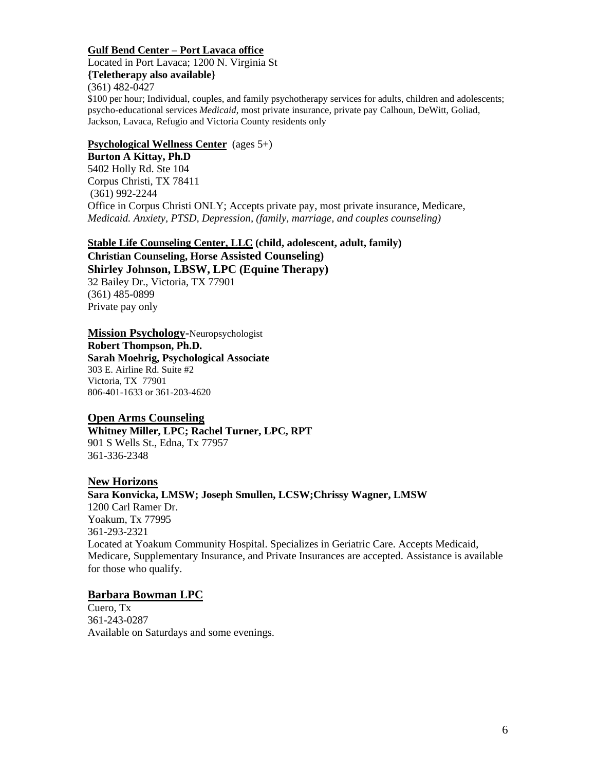**<u>Gulf Bend Center – Port Lavaca office</u>**
Located in Port Lavaca; 1200 N. Virginia St
**{Teletherapy also available}**
(361) 482-0427
$100 per hour; Individual, couples, and family psychotherapy services for adults, children and adolescents; psycho-educational services *Medicaid*, most private insurance, private pay Calhoun, DeWitt, Goliad, Jackson, Lavaca, Refugio and Victoria County residents only

**<u>Psychological Wellness Center</u>** (ages 5+)
**Burton A Kittay, Ph.D**
5402 Holly Rd. Ste 104
Corpus Christi, TX 78411
(361) 992-2244
Office in Corpus Christi ONLY; Accepts private pay, most private insurance, Medicare, *Medicaid. Anxiety, PTSD, Depression, (family, marriage, and couples counseling)*

**<u>Stable Life Counseling Center, LLC</u> (child, adolescent, adult, family)**
**Christian Counseling, Horse Assisted Counseling)**
**Shirley Johnson, LBSW, LPC (Equine Therapy)**
32 Bailey Dr., Victoria, TX 77901
(361) 485-0899
Private pay only

**<u>Mission Psychology</u>**-Neuropsychologist
**Robert Thompson, Ph.D.**
**Sarah Moehrig, Psychological Associate**
303 E. Airline Rd. Suite #2
Victoria, TX 77901
806-401-1633 or 361-203-4620

**<u>Open Arms Counseling</u>**
**Whitney Miller, LPC; Rachel Turner, LPC, RPT**
901 S Wells St., Edna, Tx 77957
361-336-2348

**<u>New Horizons</u>**
**Sara Konvicka, LMSW; Joseph Smullen, LCSW;Chrissy Wagner, LMSW**
1200 Carl Ramer Dr.
Yoakum, Tx 77995
361-293-2321
Located at Yoakum Community Hospital. Specializes in Geriatric Care. Accepts Medicaid, Medicare, Supplementary Insurance, and Private Insurances are accepted. Assistance is available for those who qualify.

**<u>Barbara Bowman LPC</u>**
Cuero, Tx
361-243-0287
Available on Saturdays and some evenings.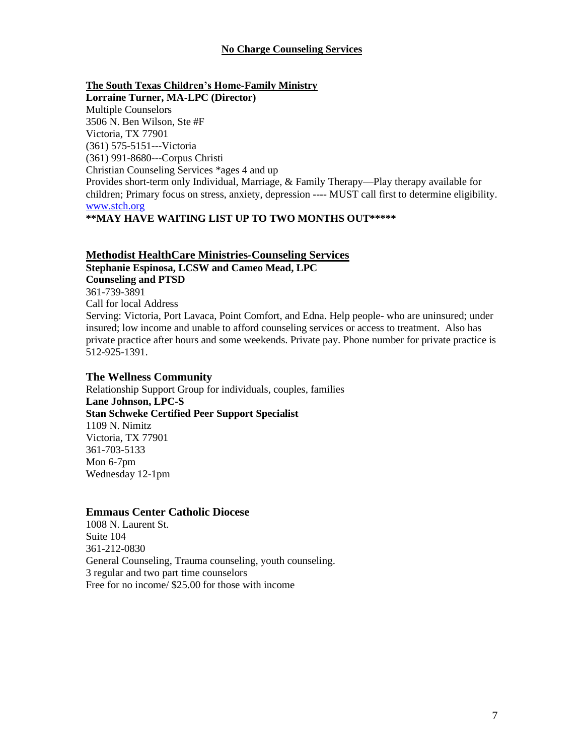## No Charge Counseling Services

### The South Texas Children's Home-Family Ministry

**Lorraine Turner, MA-LPC (Director)**
Multiple Counselors
3506 N. Ben Wilson, Ste #F
Victoria, TX 77901
(361) 575-5151---Victoria
(361) 991-8680---Corpus Christi
Christian Counseling Services *ages 4 and up
Provides short-term only Individual, Marriage, & Family Therapy—Play therapy available for children; Primary focus on stress, anxiety, depression ---- MUST call first to determine eligibility.
www.stch.org
**\**MAY HAVE WAITING LIST UP TO TWO MONTHS OUT*\*\*\*\***

### Methodist HealthCare Ministries-Counseling Services

**Stephanie Espinosa, LCSW and Cameo Mead, LPC**
**Counseling and PTSD**
361-739-3891
Call for local Address
Serving: Victoria, Port Lavaca, Point Comfort, and Edna. Help people- who are uninsured; under insured; low income and unable to afford counseling services or access to treatment. Also has private practice after hours and some weekends. Private pay. Phone number for private practice is 512-925-1391.

### The Wellness Community

Relationship Support Group for individuals, couples, families
**Lane Johnson, LPC-S**
**Stan Schweke Certified Peer Support Specialist**
1109 N. Nimitz
Victoria, TX 77901
361-703-5133
Mon 6-7pm
Wednesday 12-1pm

### Emmaus Center Catholic Diocese

1008 N. Laurent St.
Suite 104
361-212-0830
General Counseling, Trauma counseling, youth counseling.
3 regular and two part time counselors
Free for no income/ $25.00 for those with income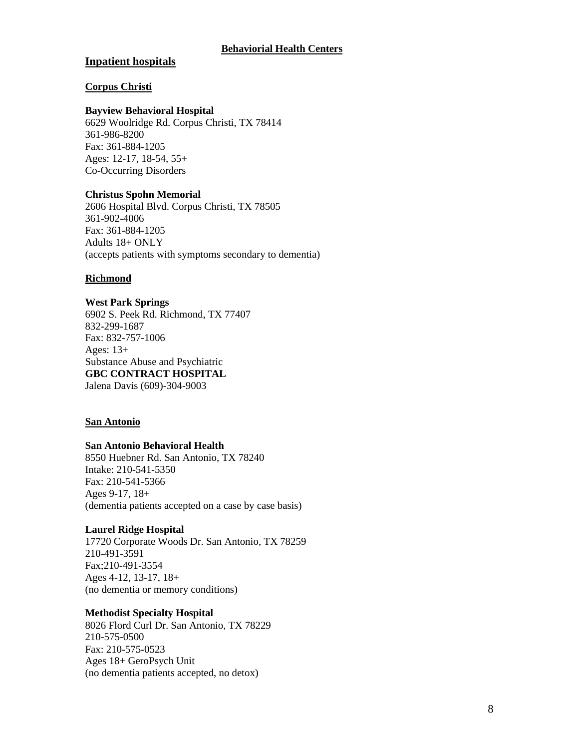**Behaviorial Health Centers**

## Inpatient hospitals

### Corpus Christi

**Bayview Behavioral Hospital**
6629 Woolridge Rd. Corpus Christi, TX 78414
361-986-8200
Fax: 361-884-1205
Ages: 12-17, 18-54, 55+
Co-Occurring Disorders

**Christus Spohn Memorial**
2606 Hospital Blvd. Corpus Christi, TX 78505
361-902-4006
Fax: 361-884-1205
Adults 18+ ONLY
(accepts patients with symptoms secondary to dementia)

### Richmond

**West Park Springs**
6902 S. Peek Rd. Richmond, TX 77407
832-299-1687
Fax: 832-757-1006
Ages: 13+
Substance Abuse and Psychiatric
**GBC CONTRACT HOSPITAL**
Jalena Davis (609)-304-9003

### San Antonio

**San Antonio Behavioral Health**
8550 Huebner Rd. San Antonio, TX 78240
Intake: 210-541-5350
Fax: 210-541-5366
Ages 9-17, 18+
(dementia patients accepted on a case by case basis)

**Laurel Ridge Hospital**
17720 Corporate Woods Dr. San Antonio, TX 78259
210-491-3591
Fax;210-491-3554
Ages 4-12, 13-17, 18+
(no dementia or memory conditions)

**Methodist Specialty Hospital**
8026 Flord Curl Dr. San Antonio, TX 78229
210-575-0500
Fax: 210-575-0523
Ages 18+ GeroPsych Unit
(no dementia patients accepted, no detox)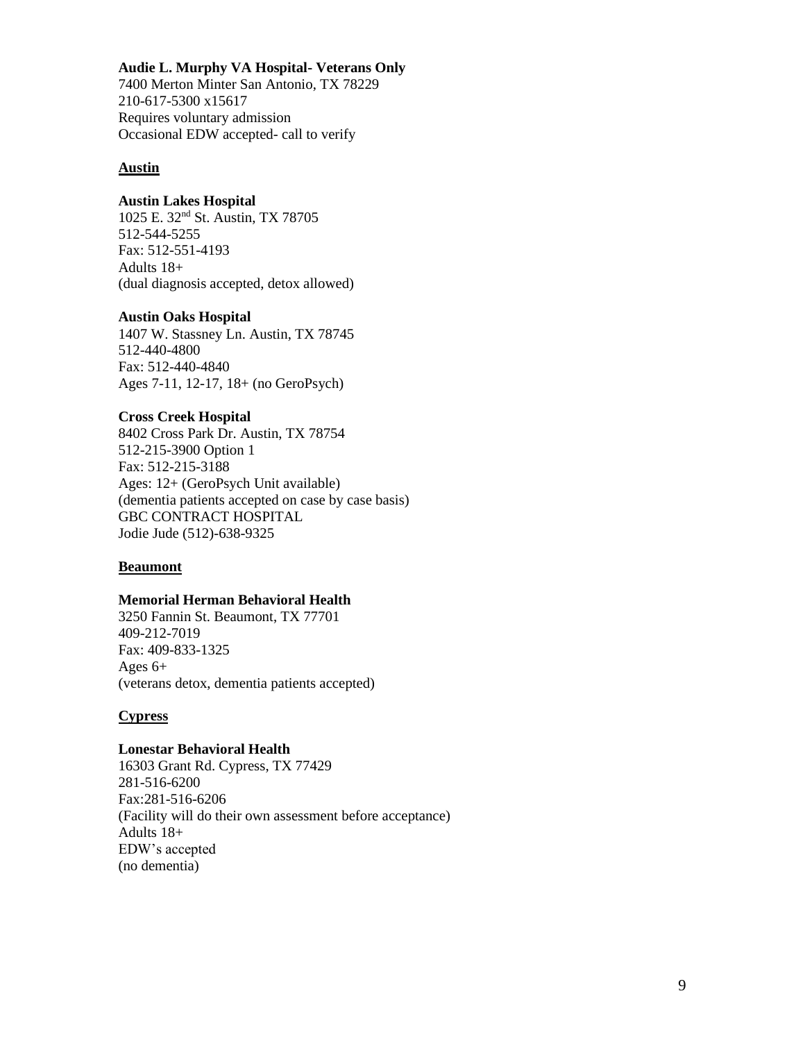**Audie L. Murphy VA Hospital- Veterans Only**
7400 Merton Minter San Antonio, TX 78229
210-617-5300 x15617
Requires voluntary admission
Occasional EDW accepted- call to verify

**Austin**

**Austin Lakes Hospital**
1025 E. 32nd St. Austin, TX 78705
512-544-5255
Fax: 512-551-4193
Adults 18+
(dual diagnosis accepted, detox allowed)

**Austin Oaks Hospital**
1407 W. Stassney Ln. Austin, TX 78745
512-440-4800
Fax: 512-440-4840
Ages 7-11, 12-17, 18+ (no GeroPsych)

**Cross Creek Hospital**
8402 Cross Park Dr. Austin, TX 78754
512-215-3900 Option 1
Fax: 512-215-3188
Ages: 12+ (GeroPsych Unit available)
(dementia patients accepted on case by case basis)
GBC CONTRACT HOSPITAL
Jodie Jude (512)-638-9325

**Beaumont**

**Memorial Herman Behavioral Health**
3250 Fannin St. Beaumont, TX 77701
409-212-7019
Fax: 409-833-1325
Ages 6+
(veterans detox, dementia patients accepted)

**Cypress**

**Lonestar Behavioral Health**
16303 Grant Rd. Cypress, TX 77429
281-516-6200
Fax:281-516-6206
(Facility will do their own assessment before acceptance)
Adults 18+
EDW's accepted
(no dementia)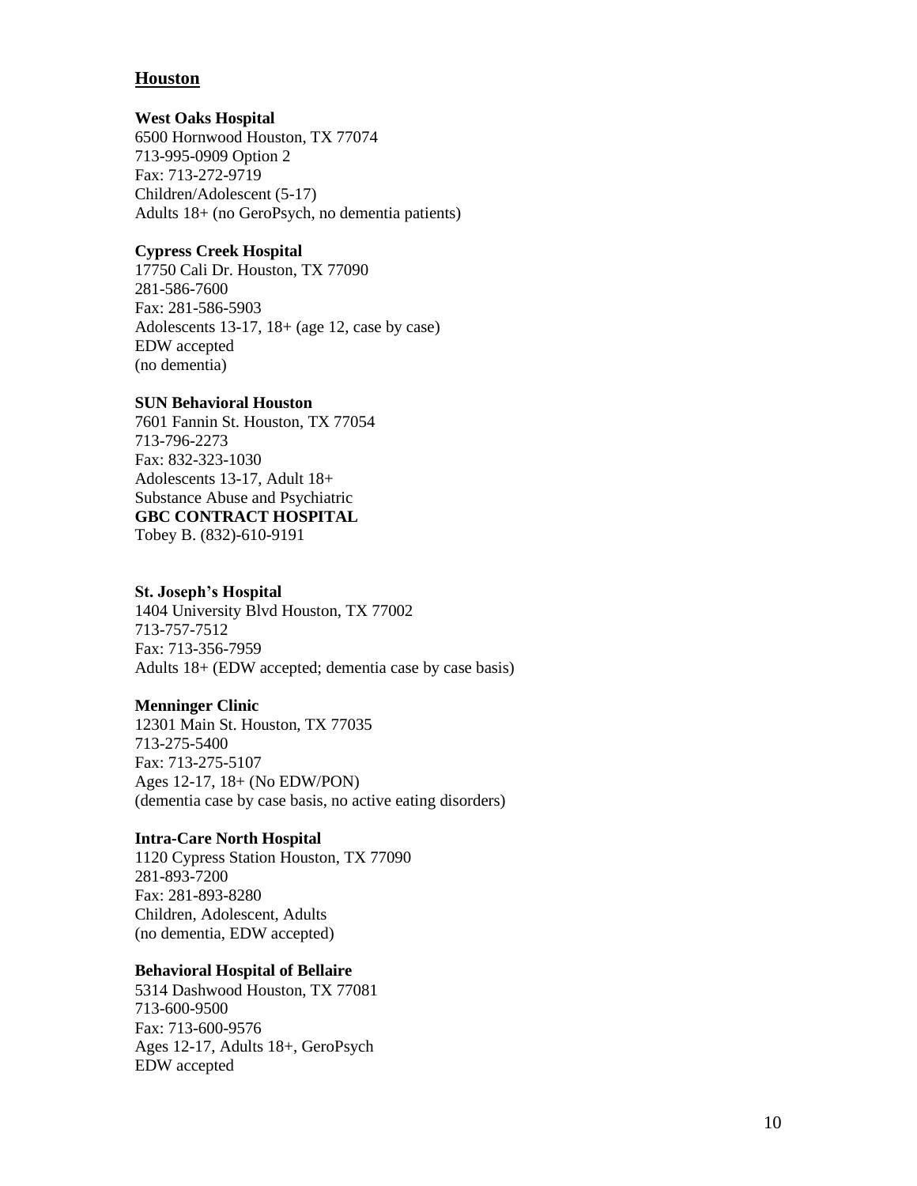## Houston

**West Oaks Hospital**
6500 Hornwood Houston, TX 77074
713-995-0909 Option 2
Fax: 713-272-9719
Children/Adolescent (5-17)
Adults 18+ (no GeroPsych, no dementia patients)

**Cypress Creek Hospital**
17750 Cali Dr. Houston, TX 77090
281-586-7600
Fax: 281-586-5903
Adolescents 13-17, 18+ (age 12, case by case)
EDW accepted
(no dementia)

**SUN Behavioral Houston**
7601 Fannin St. Houston, TX 77054
713-796-2273
Fax: 832-323-1030
Adolescents 13-17, Adult 18+
Substance Abuse and Psychiatric
**GBC CONTRACT HOSPITAL**
Tobey B. (832)-610-9191

**St. Joseph's Hospital**
1404 University Blvd Houston, TX 77002
713-757-7512
Fax: 713-356-7959
Adults 18+ (EDW accepted; dementia case by case basis)

**Menninger Clinic**
12301 Main St. Houston, TX 77035
713-275-5400
Fax: 713-275-5107
Ages 12-17, 18+ (No EDW/PON)
(dementia case by case basis, no active eating disorders)

**Intra-Care North Hospital**
1120 Cypress Station Houston, TX 77090
281-893-7200
Fax: 281-893-8280
Children, Adolescent, Adults
(no dementia, EDW accepted)

**Behavioral Hospital of Bellaire**
5314 Dashwood Houston, TX 77081
713-600-9500
Fax: 713-600-9576
Ages 12-17, Adults 18+, GeroPsych
EDW accepted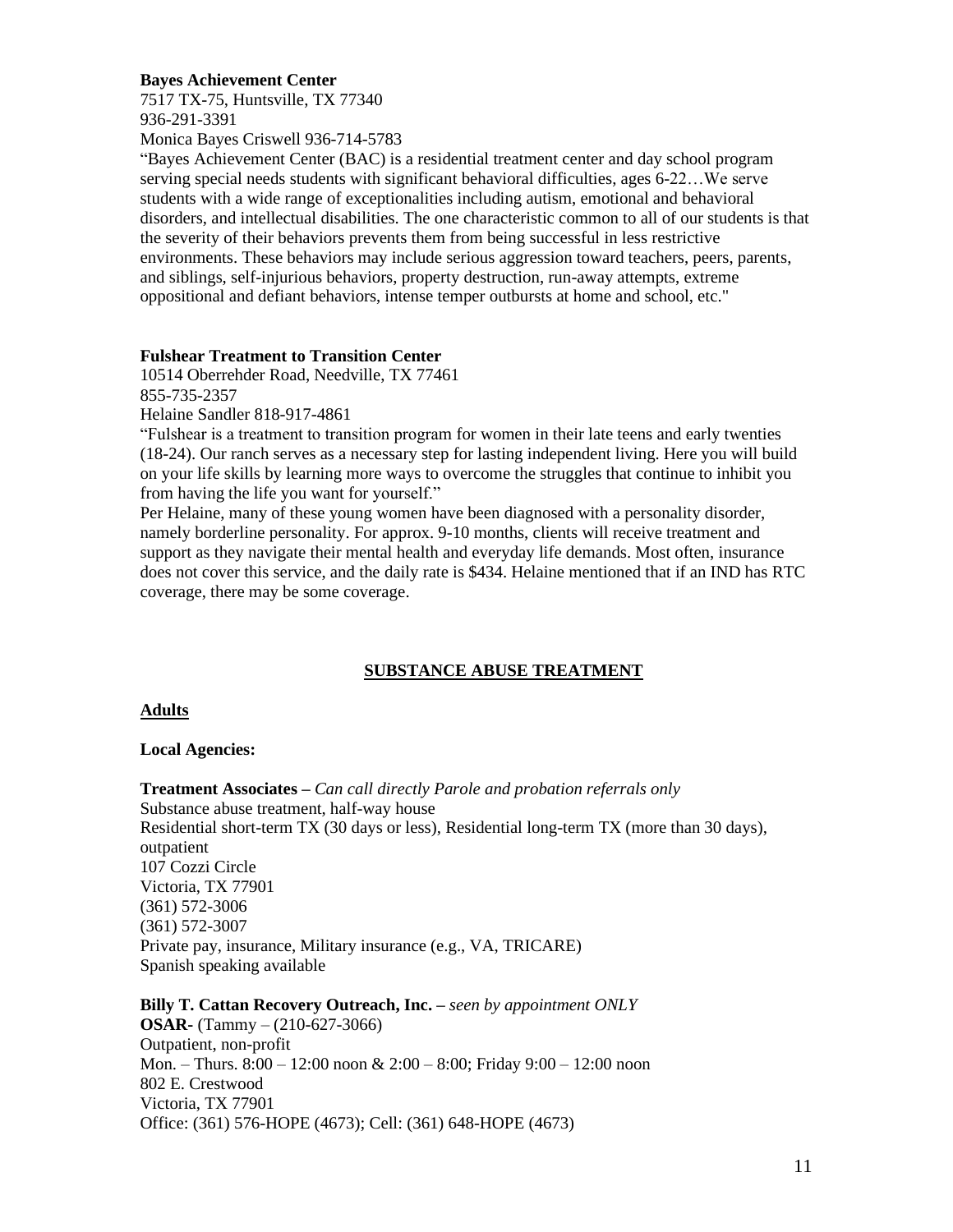**Bayes Achievement Center**
7517 TX-75, Huntsville, TX 77340
936-291-3391
Monica Bayes Criswell 936-714-5783
"Bayes Achievement Center (BAC) is a residential treatment center and day school program serving special needs students with significant behavioral difficulties, ages 6-22…We serve students with a wide range of exceptionalities including autism, emotional and behavioral disorders, and intellectual disabilities. The one characteristic common to all of our students is that the severity of their behaviors prevents them from being successful in less restrictive environments. These behaviors may include serious aggression toward teachers, peers, parents, and siblings, self-injurious behaviors, property destruction, run-away attempts, extreme oppositional and defiant behaviors, intense temper outbursts at home and school, etc."

**Fulshear Treatment to Transition Center**
10514 Oberrehder Road, Needville, TX 77461
855-735-2357
Helaine Sandler 818-917-4861
"Fulshear is a treatment to transition program for women in their late teens and early twenties (18-24). Our ranch serves as a necessary step for lasting independent living. Here you will build on your life skills by learning more ways to overcome the struggles that continue to inhibit you from having the life you want for yourself."
Per Helaine, many of these young women have been diagnosed with a personality disorder, namely borderline personality. For approx. 9-10 months, clients will receive treatment and support as they navigate their mental health and everyday life demands. Most often, insurance does not cover this service, and the daily rate is $434. Helaine mentioned that if an IND has RTC coverage, there may be some coverage.

## SUBSTANCE ABUSE TREATMENT

### Adults

**Local Agencies:**

**Treatment Associates –** *Can call directly Parole and probation referrals only*
Substance abuse treatment, half-way house
Residential short-term TX (30 days or less), Residential long-term TX (more than 30 days), outpatient
107 Cozzi Circle
Victoria, TX 77901
(361) 572-3006
(361) 572-3007
Private pay, insurance, Military insurance (e.g., VA, TRICARE)
Spanish speaking available

**Billy T. Cattan Recovery Outreach, Inc. –** *seen by appointment ONLY*
**OSAR**- (Tammy – (210-627-3066)
Outpatient, non-profit
Mon. – Thurs. 8:00 – 12:00 noon & 2:00 – 8:00; Friday 9:00 – 12:00 noon
802 E. Crestwood
Victoria, TX 77901
Office: (361) 576-HOPE (4673); Cell: (361) 648-HOPE (4673)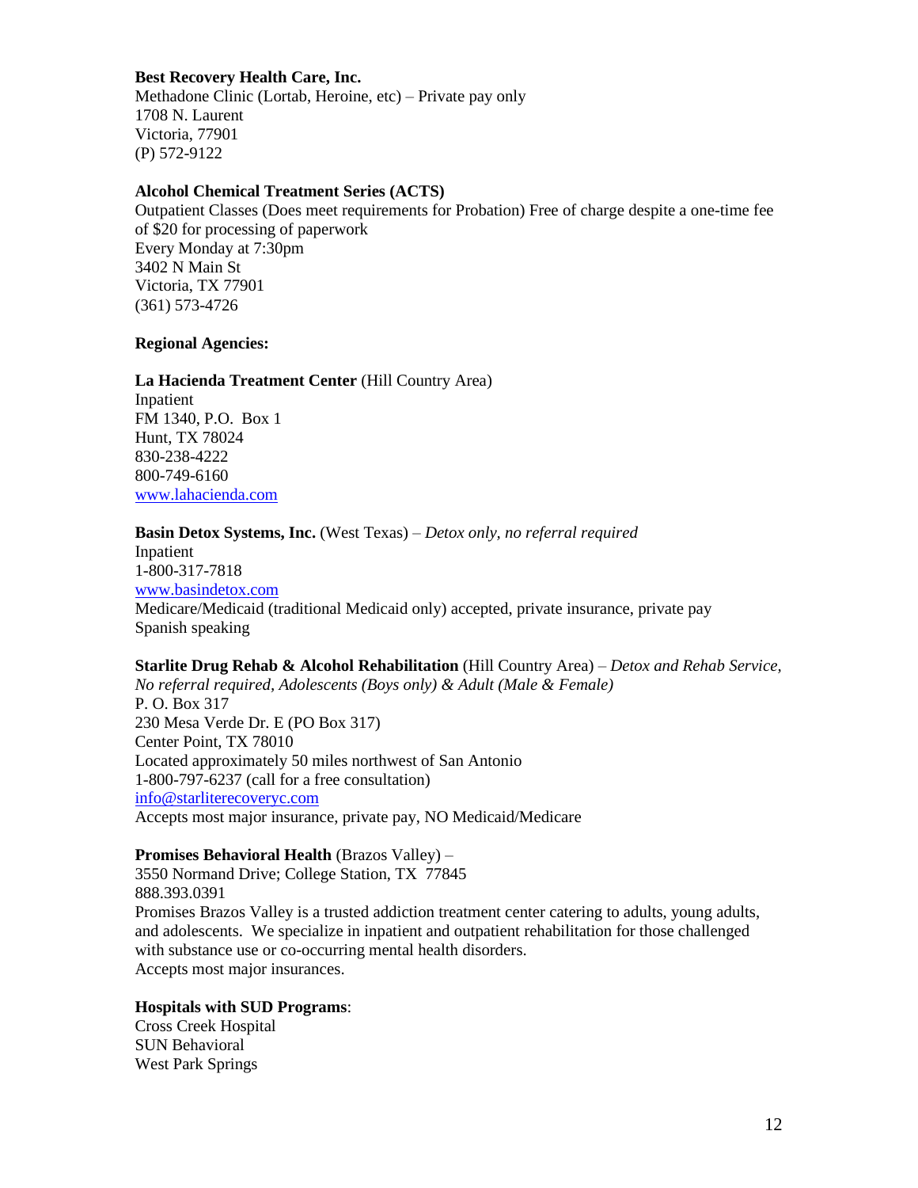**Best Recovery Health Care, Inc.**
Methadone Clinic (Lortab, Heroine, etc) – Private pay only
1708 N. Laurent
Victoria, 77901
(P) 572-9122

**Alcohol Chemical Treatment Series (ACTS)**
Outpatient Classes (Does meet requirements for Probation) Free of charge despite a one-time fee of $20 for processing of paperwork
Every Monday at 7:30pm
3402 N Main St
Victoria, TX 77901
(361) 573-4726

**Regional Agencies:**

**La Hacienda Treatment Center** (Hill Country Area)
Inpatient
FM 1340, P.O. Box 1
Hunt, TX 78024
830-238-4222
800-749-6160
[www.lahacienda.com](http://www.lahacienda.com)

**Basin Detox Systems, Inc.** (West Texas) – *Detox only, no referral required*
Inpatient
1-800-317-7818
[www.basindetox.com](http://www.basindetox.com)
Medicare/Medicaid (traditional Medicaid only) accepted, private insurance, private pay
Spanish speaking

**Starlite Drug Rehab & Alcohol Rehabilitation** (Hill Country Area) – *Detox and Rehab Service, No referral required, Adolescents (Boys only) & Adult (Male & Female)*
P. O. Box 317
230 Mesa Verde Dr. E (PO Box 317)
Center Point, TX 78010
Located approximately 50 miles northwest of San Antonio
1-800-797-6237 (call for a free consultation)
[info@starliterecoveryc.com](mailto:info@starliterecoveryc.com)
Accepts most major insurance, private pay, NO Medicaid/Medicare

**Promises Behavioral Health** (Brazos Valley) –
3550 Normand Drive; College Station, TX 77845
888.393.0391
Promises Brazos Valley is a trusted addiction treatment center catering to adults, young adults, and adolescents. We specialize in inpatient and outpatient rehabilitation for those challenged with substance use or co-occurring mental health disorders.
Accepts most major insurances.

**Hospitals with SUD Programs**:
Cross Creek Hospital
SUN Behavioral
West Park Springs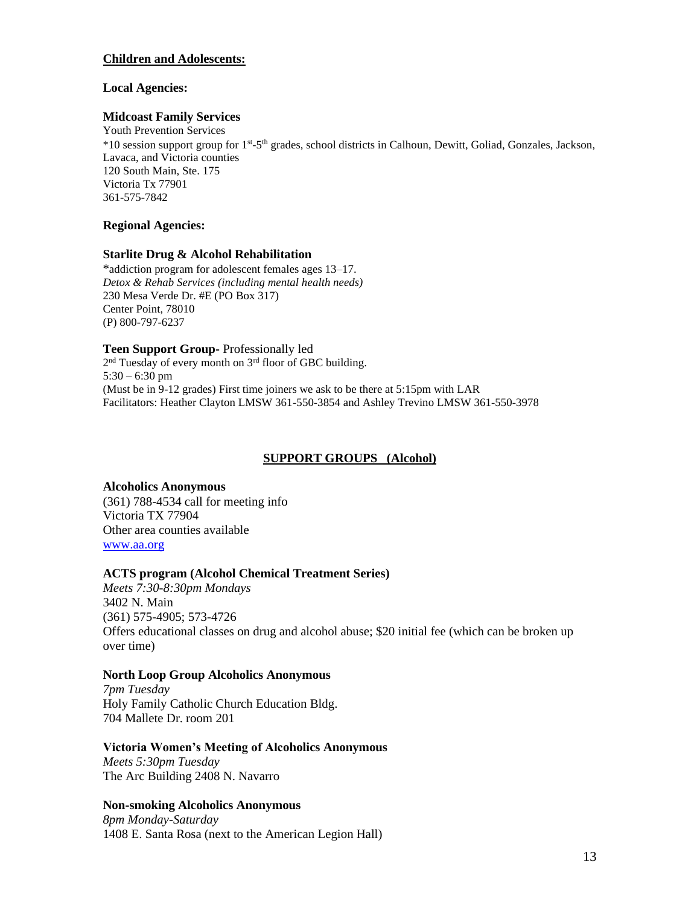## Children and Adolescents:

### Local Agencies:

**Midcoast Family Services**
Youth Prevention Services
*10 session support group for 1st-5th grades, school districts in Calhoun, Dewitt, Goliad, Gonzales, Jackson, Lavaca, and Victoria counties
120 South Main, Ste. 175
Victoria Tx 77901
361-575-7842

### Regional Agencies:

**Starlite Drug & Alcohol Rehabilitation**
*addiction program for adolescent females ages 13–17.
*Detox & Rehab Services (including mental health needs)*
230 Mesa Verde Dr. #E (PO Box 317)
Center Point, 78010
(P) 800-797-6237

**Teen Support Group-** Professionally led
2nd Tuesday of every month on 3rd floor of GBC building.
5:30 – 6:30 pm
(Must be in 9-12 grades) First time joiners we ask to be there at 5:15pm with LAR
Facilitators: Heather Clayton LMSW 361-550-3854 and Ashley Trevino LMSW 361-550-3978

## SUPPORT GROUPS (Alcohol)

**Alcoholics Anonymous**
(361) 788-4534 call for meeting info
Victoria TX 77904
Other area counties available
www.aa.org

**ACTS program (Alcohol Chemical Treatment Series)**
*Meets 7:30-8:30pm Mondays*
3402 N. Main
(361) 575-4905; 573-4726
Offers educational classes on drug and alcohol abuse; $20 initial fee (which can be broken up over time)

**North Loop Group Alcoholics Anonymous**
*7pm Tuesday*
Holy Family Catholic Church Education Bldg.
704 Mallete Dr. room 201

**Victoria Women's Meeting of Alcoholics Anonymous**
*Meets 5:30pm Tuesday*
The Arc Building 2408 N. Navarro

**Non-smoking Alcoholics Anonymous**
*8pm Monday-Saturday*
1408 E. Santa Rosa (next to the American Legion Hall)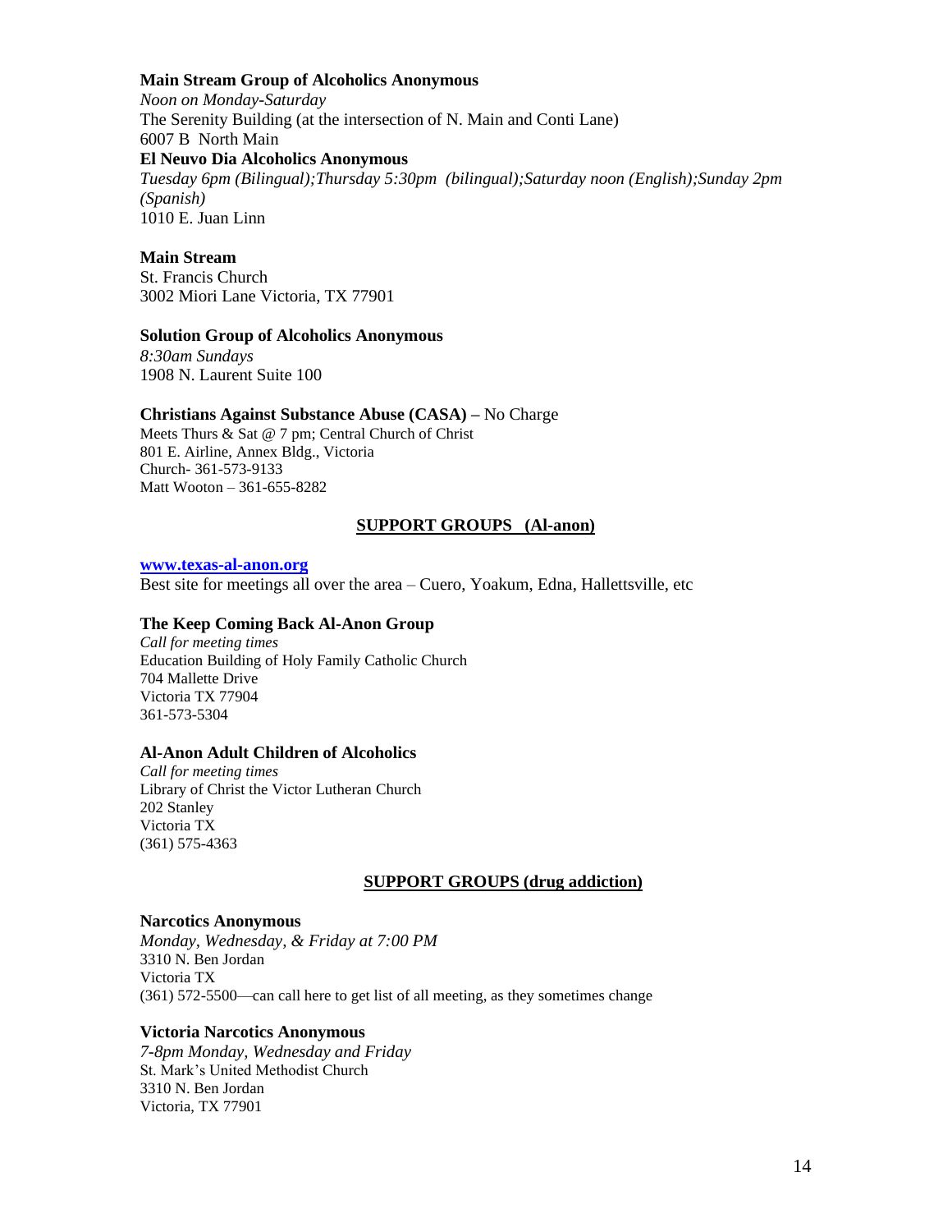**Main Stream Group of Alcoholics Anonymous**
*Noon on Monday-Saturday*
The Serenity Building (at the intersection of N. Main and Conti Lane)
6007 B North Main

**El Neuvo Dia Alcoholics Anonymous**
*Tuesday 6pm (Bilingual);Thursday 5:30pm (bilingual);Saturday noon (English);Sunday 2pm (Spanish)*
1010 E. Juan Linn

**Main Stream**
St. Francis Church
3002 Miori Lane Victoria, TX 77901

**Solution Group of Alcoholics Anonymous**
*8:30am Sundays*
1908 N. Laurent Suite 100

**Christians Against Substance Abuse (CASA) –** No Charge
Meets Thurs & Sat @ 7 pm; Central Church of Christ
801 E. Airline, Annex Bldg., Victoria
Church- 361-573-9133
Matt Wooton – 361-655-8282

## SUPPORT GROUPS (Al-anon)

**www.texas-al-anon.org**
Best site for meetings all over the area – Cuero, Yoakum, Edna, Hallettsville, etc

**The Keep Coming Back Al-Anon Group**
*Call for meeting times*
Education Building of Holy Family Catholic Church
704 Mallette Drive
Victoria TX 77904
361-573-5304

**Al-Anon Adult Children of Alcoholics**
*Call for meeting times*
Library of Christ the Victor Lutheran Church
202 Stanley
Victoria TX
(361) 575-4363

## SUPPORT GROUPS (drug addiction)

**Narcotics Anonymous**
*Monday, Wednesday, & Friday at 7:00 PM*
3310 N. Ben Jordan
Victoria TX
(361) 572-5500—can call here to get list of all meeting, as they sometimes change

**Victoria Narcotics Anonymous**
*7-8pm Monday, Wednesday and Friday*
St. Mark's United Methodist Church
3310 N. Ben Jordan
Victoria, TX 77901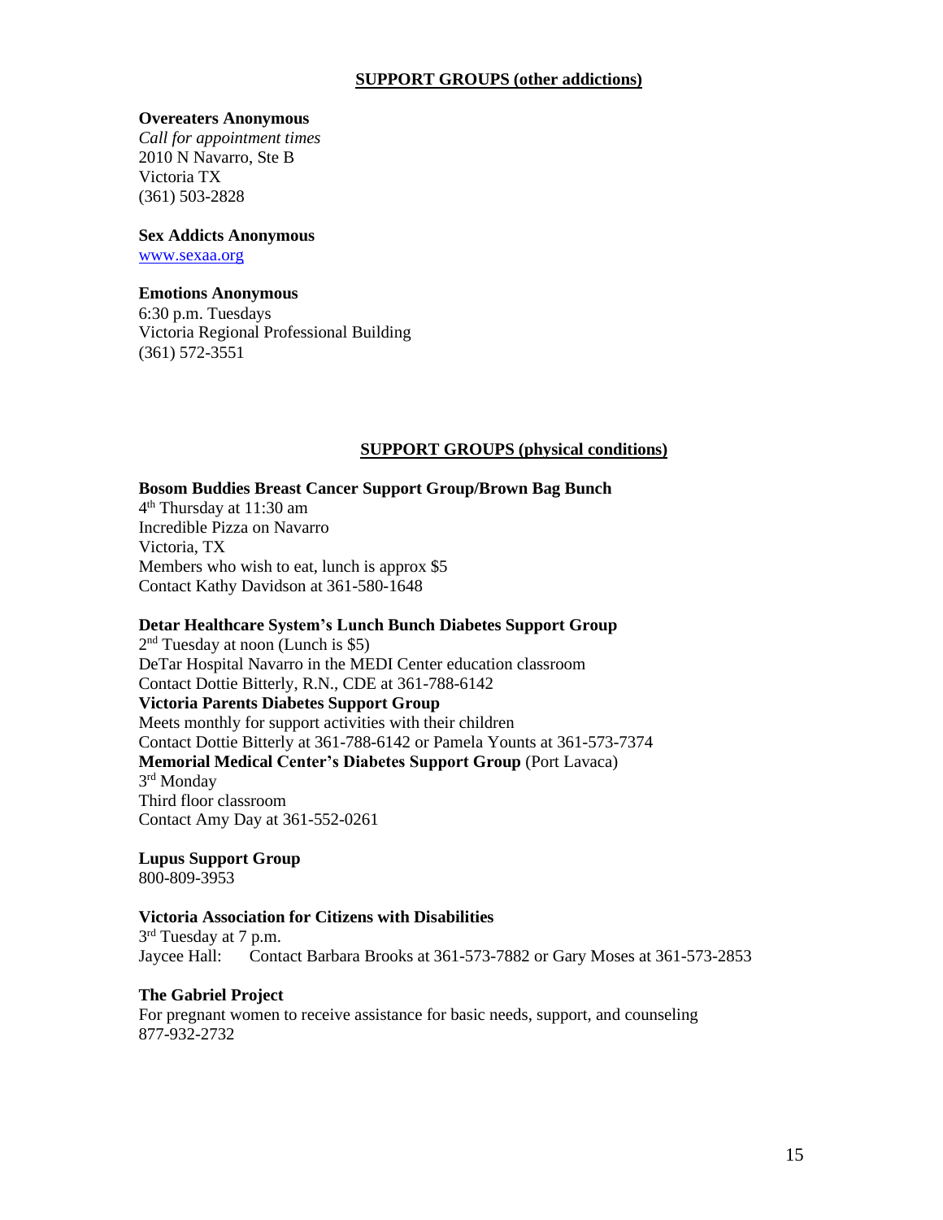## SUPPORT GROUPS (other addictions)

**Overeaters Anonymous**
*Call for appointment times*
2010 N Navarro, Ste B
Victoria TX
(361) 503-2828

**Sex Addicts Anonymous**
www.sexaa.org

**Emotions Anonymous**
6:30 p.m. Tuesdays
Victoria Regional Professional Building
(361) 572-3551

## SUPPORT GROUPS (physical conditions)

**Bosom Buddies Breast Cancer Support Group/Brown Bag Bunch**
4th Thursday at 11:30 am
Incredible Pizza on Navarro
Victoria, TX
Members who wish to eat, lunch is approx $5
Contact Kathy Davidson at 361-580-1648

**Detar Healthcare System's Lunch Bunch Diabetes Support Group**
2nd Tuesday at noon (Lunch is $5)
DeTar Hospital Navarro in the MEDI Center education classroom
Contact Dottie Bitterly, R.N., CDE at 361-788-6142
**Victoria Parents Diabetes Support Group**
Meets monthly for support activities with their children
Contact Dottie Bitterly at 361-788-6142 or Pamela Younts at 361-573-7374
**Memorial Medical Center's Diabetes Support Group** (Port Lavaca)
3rd Monday
Third floor classroom
Contact Amy Day at 361-552-0261

**Lupus Support Group**
800-809-3953

**Victoria Association for Citizens with Disabilities**
3rd Tuesday at 7 p.m.
Jaycee Hall: Contact Barbara Brooks at 361-573-7882 or Gary Moses at 361-573-2853

**The Gabriel Project**
For pregnant women to receive assistance for basic needs, support, and counseling
877-932-2732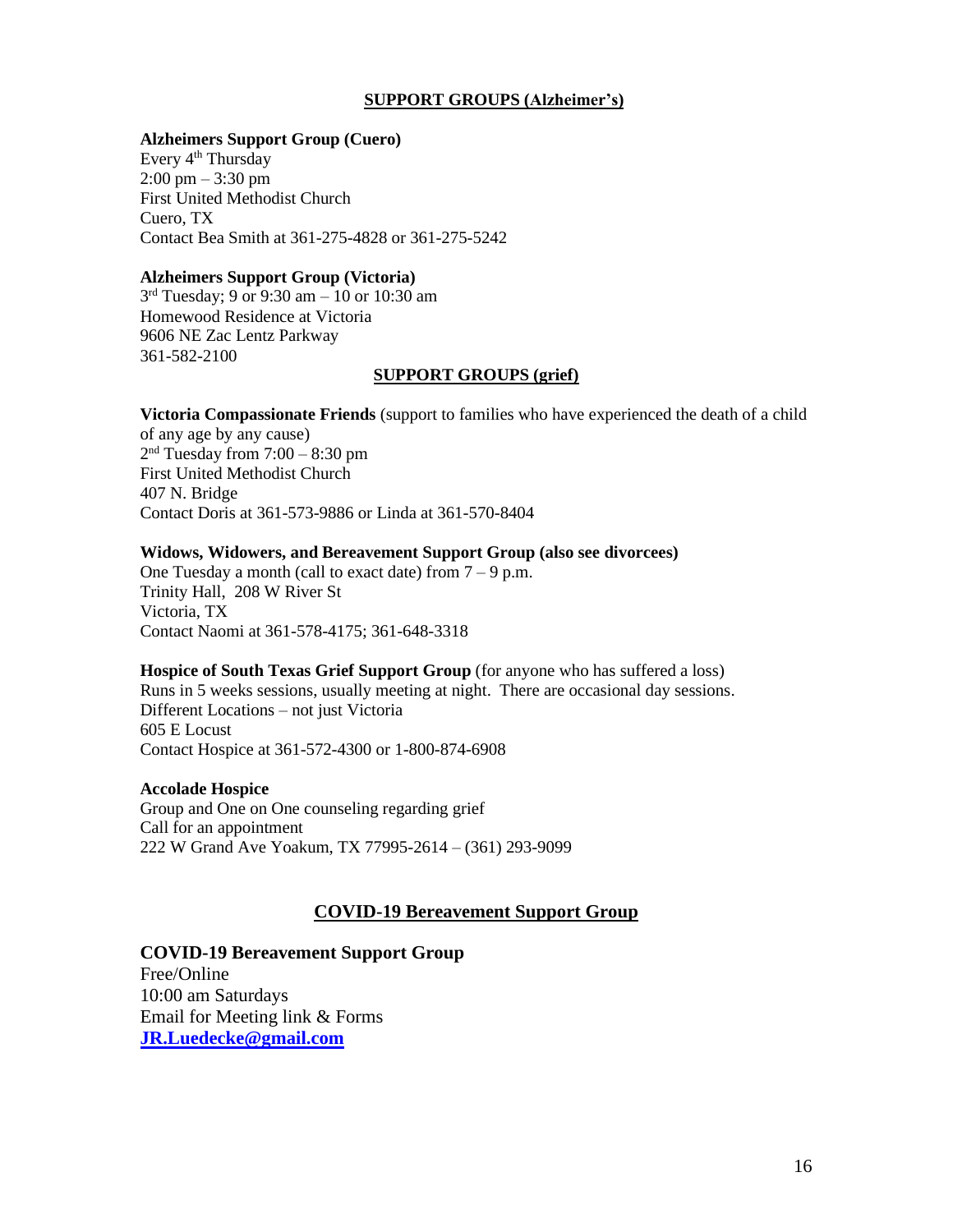## SUPPORT GROUPS (Alzheimer's)

**Alzheimers Support Group (Cuero)**
Every 4th Thursday
2:00 pm – 3:30 pm
First United Methodist Church
Cuero, TX
Contact Bea Smith at 361-275-4828 or 361-275-5242

**Alzheimers Support Group (Victoria)**
3rd Tuesday; 9 or 9:30 am – 10 or 10:30 am
Homewood Residence at Victoria
9606 NE Zac Lentz Parkway
361-582-2100

## SUPPORT GROUPS (grief)

**Victoria Compassionate Friends** (support to families who have experienced the death of a child of any age by any cause)
2nd Tuesday from 7:00 – 8:30 pm
First United Methodist Church
407 N. Bridge
Contact Doris at 361-573-9886 or Linda at 361-570-8404

**Widows, Widowers, and Bereavement Support Group (also see divorcees)**
One Tuesday a month (call to exact date) from 7 – 9 p.m.
Trinity Hall, 208 W River St
Victoria, TX
Contact Naomi at 361-578-4175; 361-648-3318

**Hospice of South Texas Grief Support Group** (for anyone who has suffered a loss)
Runs in 5 weeks sessions, usually meeting at night. There are occasional day sessions.
Different Locations – not just Victoria
605 E Locust
Contact Hospice at 361-572-4300 or 1-800-874-6908

**Accolade Hospice**
Group and One on One counseling regarding grief
Call for an appointment
222 W Grand Ave Yoakum, TX 77995-2614 – (361) 293-9099

## COVID-19 Bereavement Support Group

**COVID-19 Bereavement Support Group**
Free/Online
10:00 am Saturdays
Email for Meeting link & Forms
**JR.Luedecke@gmail.com**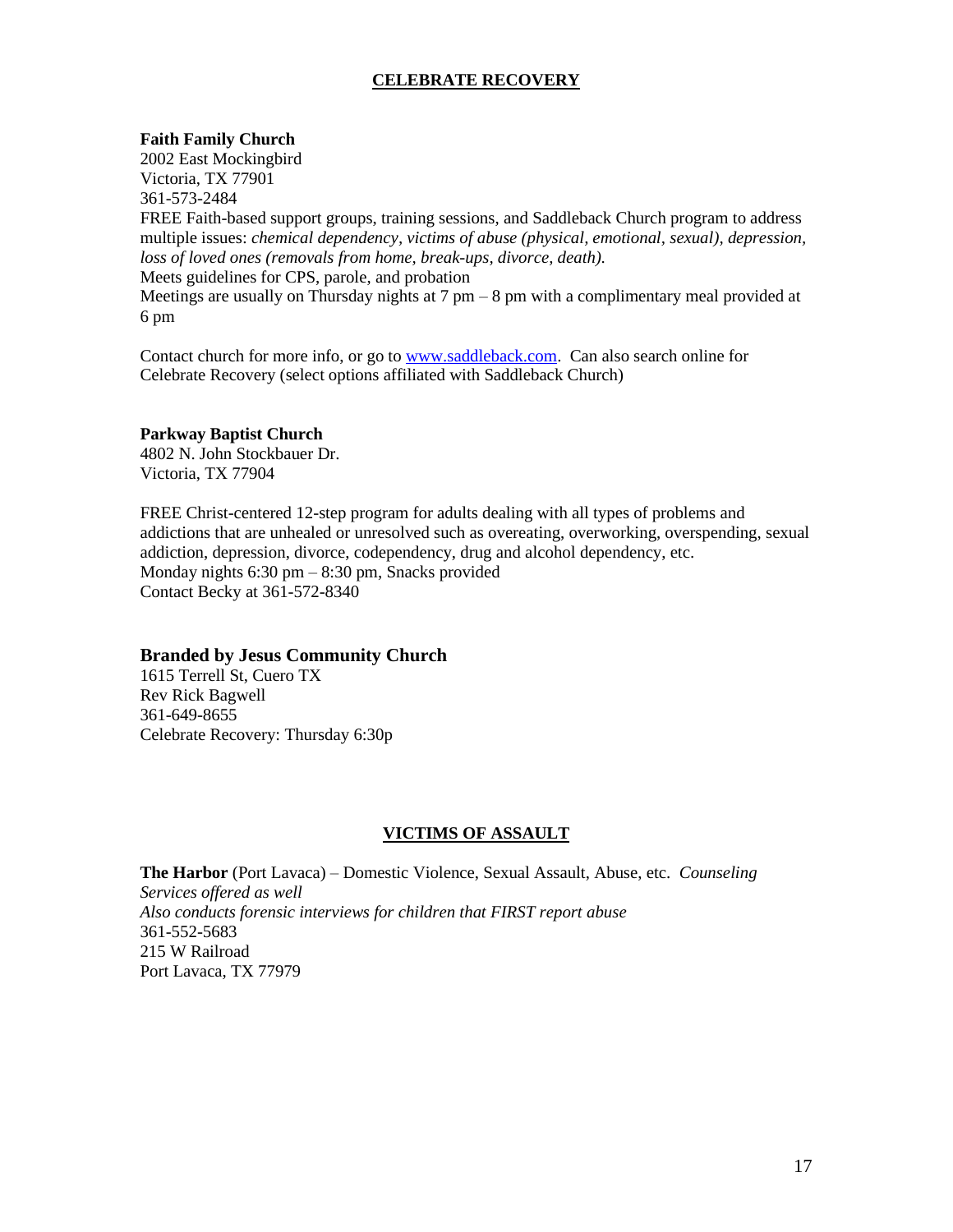## CELEBRATE RECOVERY

**Faith Family Church**
2002 East Mockingbird
Victoria, TX 77901
361-573-2484
FREE Faith-based support groups, training sessions, and Saddleback Church program to address multiple issues: *chemical dependency, victims of abuse (physical, emotional, sexual), depression, loss of loved ones (removals from home, break-ups, divorce, death).*
Meets guidelines for CPS, parole, and probation
Meetings are usually on Thursday nights at 7 pm – 8 pm with a complimentary meal provided at 6 pm

Contact church for more info, or go to [www.saddleback.com](www.saddleback.com). Can also search online for Celebrate Recovery (select options affiliated with Saddleback Church)

**Parkway Baptist Church**
4802 N. John Stockbauer Dr.
Victoria, TX 77904

FREE Christ-centered 12-step program for adults dealing with all types of problems and addictions that are unhealed or unresolved such as overeating, overworking, overspending, sexual addiction, depression, divorce, codependency, drug and alcohol dependency, etc.
Monday nights 6:30 pm – 8:30 pm, Snacks provided
Contact Becky at 361-572-8340

**Branded by Jesus Community Church**
1615 Terrell St, Cuero TX
Rev Rick Bagwell
361-649-8655
Celebrate Recovery: Thursday 6:30p

## VICTIMS OF ASSAULT

**The Harbor** (Port Lavaca) – Domestic Violence, Sexual Assault, Abuse, etc. *Counseling Services offered as well*
*Also conducts forensic interviews for children that FIRST report abuse*
361-552-5683
215 W Railroad
Port Lavaca, TX 77979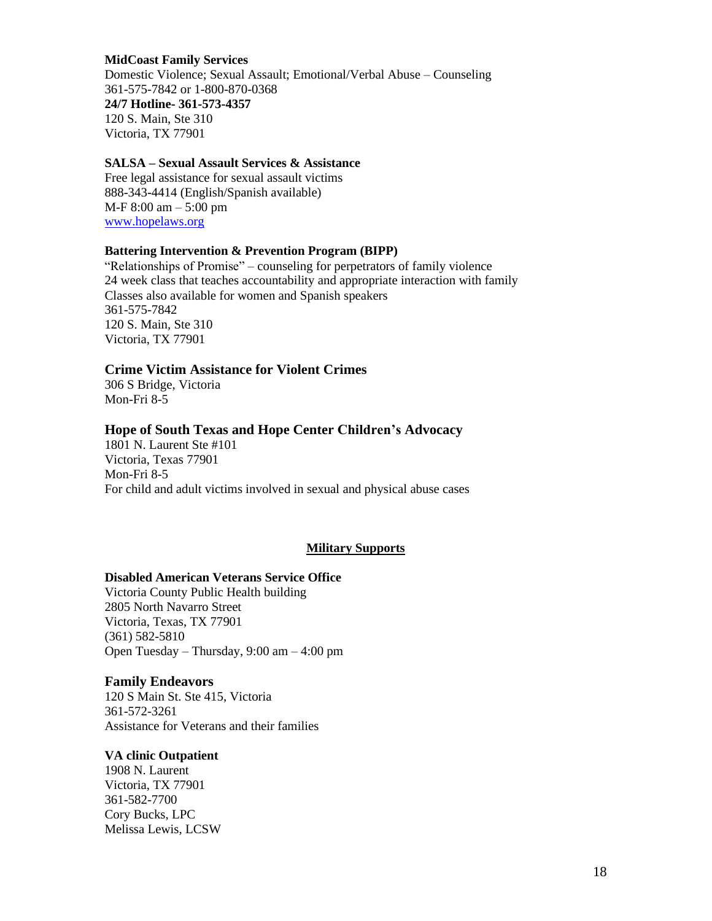**MidCoast Family Services**
Domestic Violence; Sexual Assault; Emotional/Verbal Abuse – Counseling
361-575-7842 or 1-800-870-0368
**24/7 Hotline- 361-573-4357**
120 S. Main, Ste 310
Victoria, TX 77901

**SALSA – Sexual Assault Services & Assistance**
Free legal assistance for sexual assault victims
888-343-4414 (English/Spanish available)
M-F 8:00 am – 5:00 pm
[www.hopelaws.org](http://www.hopelaws.org)

**Battering Intervention & Prevention Program (BIPP)**
"Relationships of Promise" – counseling for perpetrators of family violence
24 week class that teaches accountability and appropriate interaction with family
Classes also available for women and Spanish speakers
361-575-7842
120 S. Main, Ste 310
Victoria, TX 77901

### Crime Victim Assistance for Violent Crimes
306 S Bridge, Victoria
Mon-Fri 8-5

### Hope of South Texas and Hope Center Children's Advocacy
1801 N. Laurent Ste #101
Victoria, Texas 77901
Mon-Fri 8-5
For child and adult victims involved in sexual and physical abuse cases

## Military Supports

**Disabled American Veterans Service Office**
Victoria County Public Health building
2805 North Navarro Street
Victoria, Texas, TX 77901
(361) 582-5810
Open Tuesday – Thursday, 9:00 am – 4:00 pm

### Family Endeavors
120 S Main St. Ste 415, Victoria
361-572-3261
Assistance for Veterans and their families

**VA clinic Outpatient**
1908 N. Laurent
Victoria, TX 77901
361-582-7700
Cory Bucks, LPC
Melissa Lewis, LCSW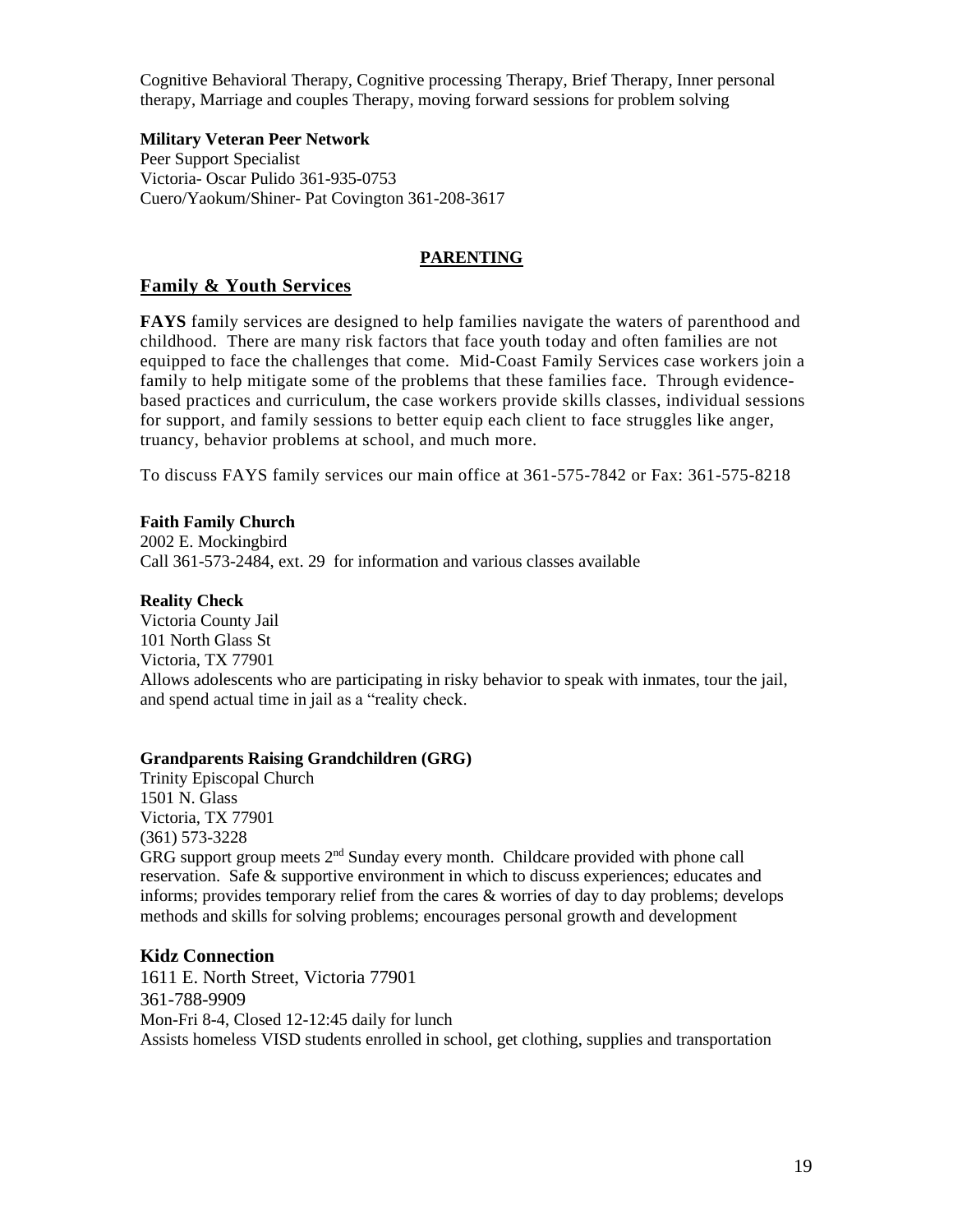Cognitive Behavioral Therapy, Cognitive processing Therapy, Brief Therapy, Inner personal therapy, Marriage and couples Therapy, moving forward sessions for problem solving

**Military Veteran Peer Network**
Peer Support Specialist
Victoria- Oscar Pulido 361-935-0753
Cuero/Yaokum/Shiner- Pat Covington 361-208-3617

## PARENTING

### Family & Youth Services

**FAYS** family services are designed to help families navigate the waters of parenthood and childhood. There are many risk factors that face youth today and often families are not equipped to face the challenges that come. Mid-Coast Family Services case workers join a family to help mitigate some of the problems that these families face. Through evidence-based practices and curriculum, the case workers provide skills classes, individual sessions for support, and family sessions to better equip each client to face struggles like anger, truancy, behavior problems at school, and much more.

To discuss FAYS family services our main office at 361-575-7842 or Fax: 361-575-8218

**Faith Family Church**
2002 E. Mockingbird
Call 361-573-2484, ext. 29 for information and various classes available

**Reality Check**
Victoria County Jail
101 North Glass St
Victoria, TX 77901
Allows adolescents who are participating in risky behavior to speak with inmates, tour the jail, and spend actual time in jail as a "reality check.

**Grandparents Raising Grandchildren (GRG)**
Trinity Episcopal Church
1501 N. Glass
Victoria, TX 77901
(361) 573-3228
GRG support group meets 2nd Sunday every month. Childcare provided with phone call reservation. Safe & supportive environment in which to discuss experiences; educates and informs; provides temporary relief from the cares & worries of day to day problems; develops methods and skills for solving problems; encourages personal growth and development

**Kidz Connection**
1611 E. North Street, Victoria 77901
361-788-9909
Mon-Fri 8-4, Closed 12-12:45 daily for lunch
Assists homeless VISD students enrolled in school, get clothing, supplies and transportation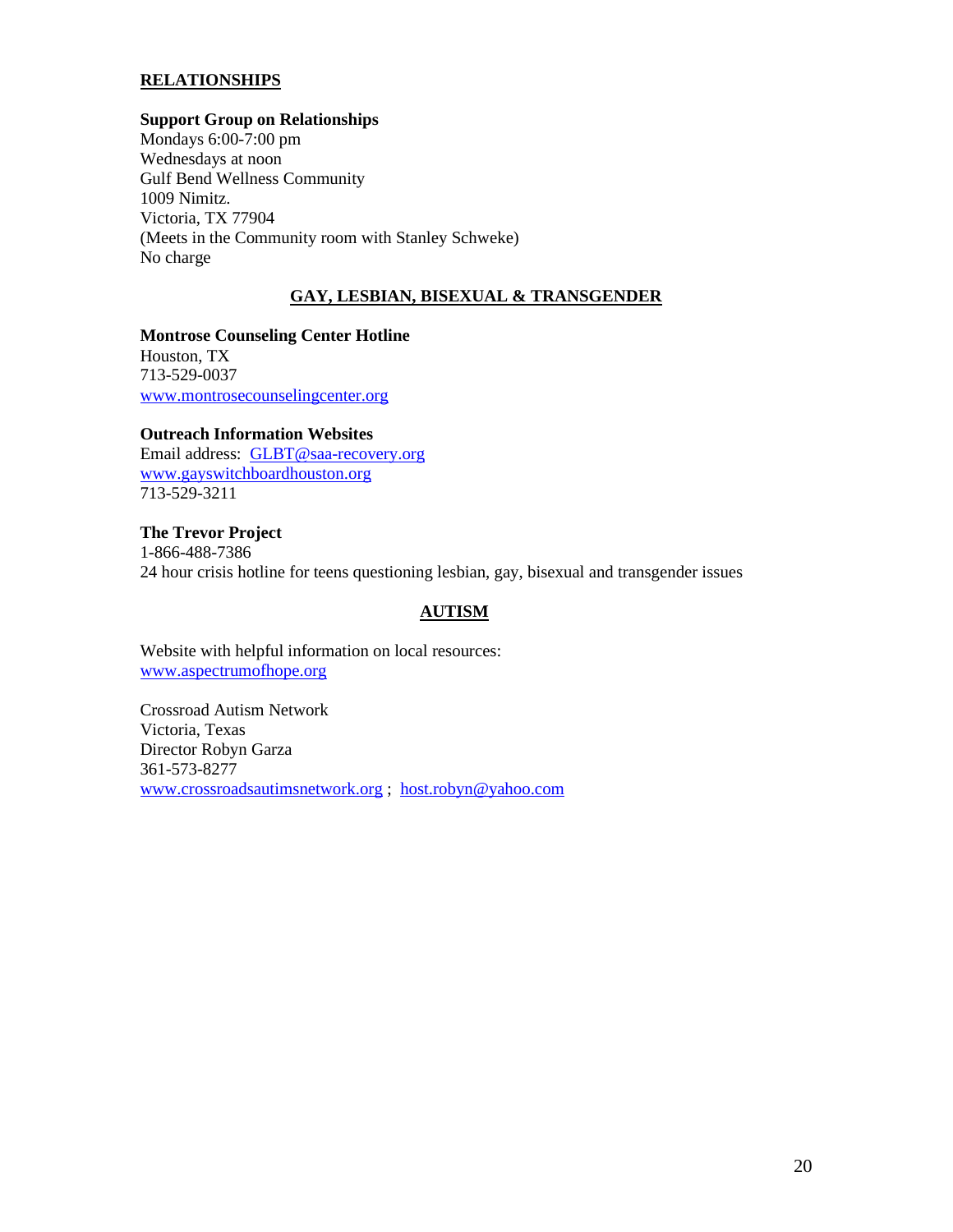## RELATIONSHIPS

**Support Group on Relationships**
Mondays 6:00-7:00 pm
Wednesdays at noon
Gulf Bend Wellness Community
1009 Nimitz.
Victoria, TX 77904
(Meets in the Community room with Stanley Schweke)
No charge

## GAY, LESBIAN, BISEXUAL & TRANSGENDER

**Montrose Counseling Center Hotline**
Houston, TX
713-529-0037
www.montrosecounselingcenter.org

**Outreach Information Websites**
Email address: GLBT@saa-recovery.org
www.gayswitchboardhouston.org
713-529-3211

**The Trevor Project**
1-866-488-7386
24 hour crisis hotline for teens questioning lesbian, gay, bisexual and transgender issues

## AUTISM

Website with helpful information on local resources:
www.aspectrumofhope.org

Crossroad Autism Network
Victoria, Texas
Director Robyn Garza
361-573-8277
www.crossroadsautimsnetwork.org ; host.robyn@yahoo.com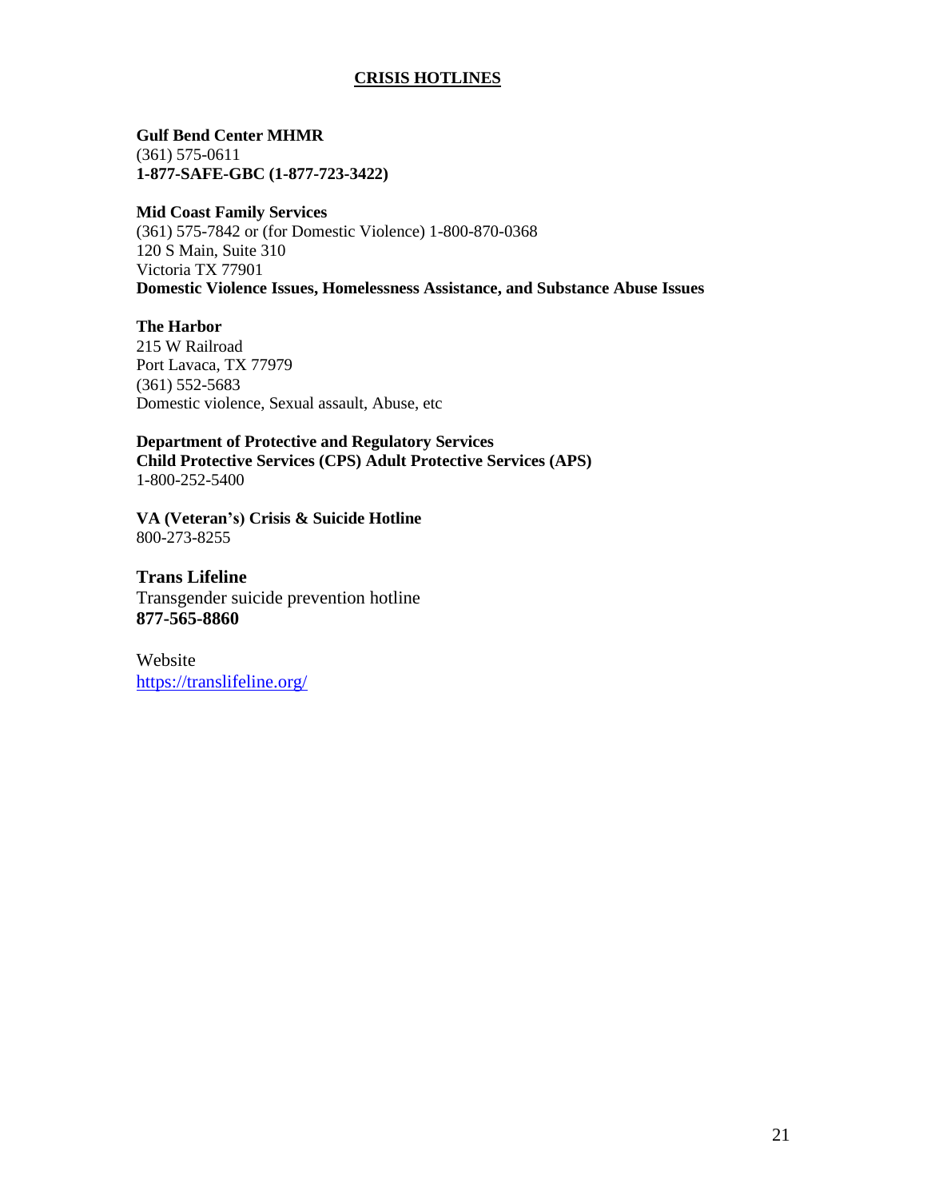# CRISIS HOTLINES

**Gulf Bend Center MHMR**
(361) 575-0611
**1-877-SAFE-GBC (1-877-723-3422)**

**Mid Coast Family Services**
(361) 575-7842 or (for Domestic Violence) 1-800-870-0368
120 S Main, Suite 310
Victoria TX 77901
**Domestic Violence Issues, Homelessness Assistance, and Substance Abuse Issues**

**The Harbor**
215 W Railroad
Port Lavaca, TX 77979
(361) 552-5683
Domestic violence, Sexual assault, Abuse, etc

**Department of Protective and Regulatory Services**
**Child Protective Services (CPS) Adult Protective Services (APS)**
1-800-252-5400

**VA (Veteran's) Crisis & Suicide Hotline**
800-273-8255

**Trans Lifeline**
Transgender suicide prevention hotline
**877-565-8860**

Website
https://translifeline.org/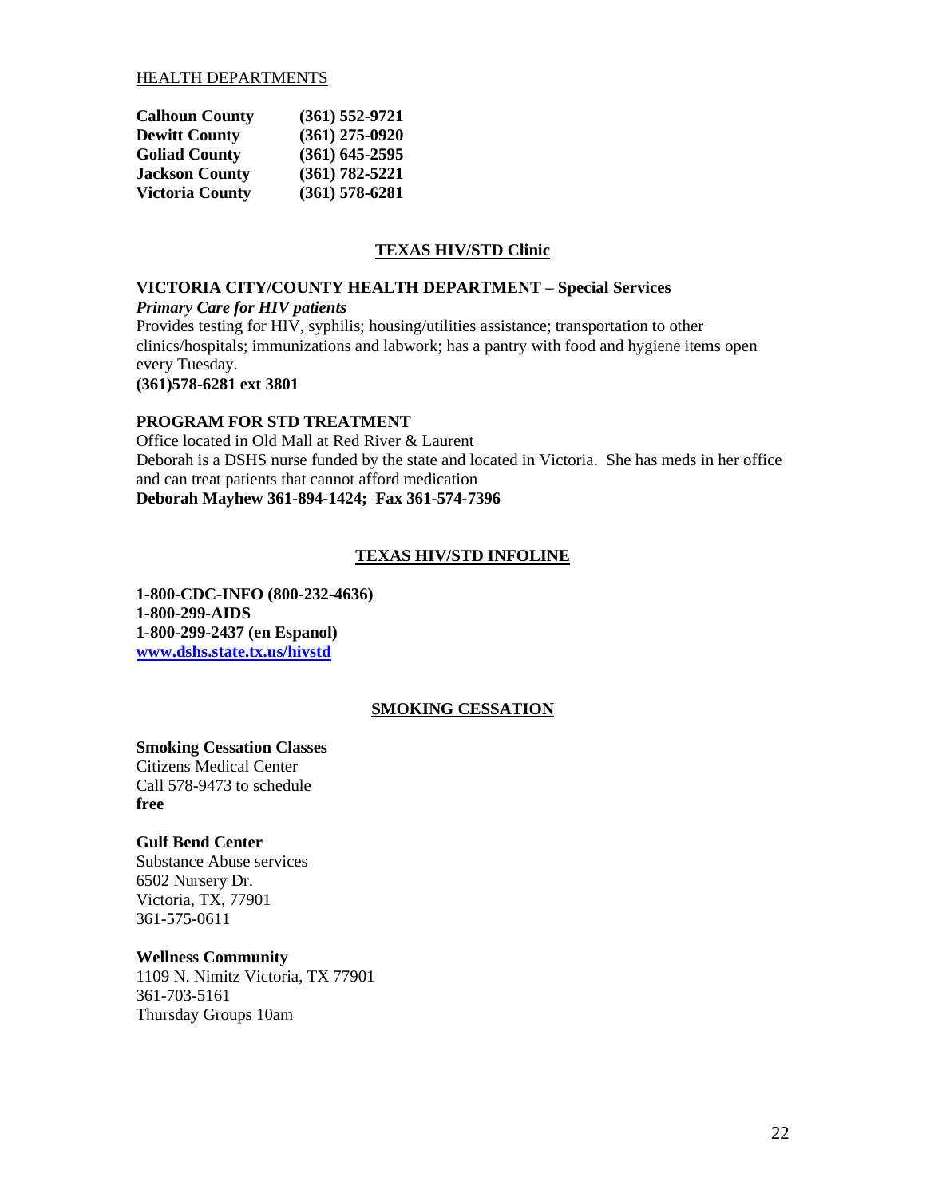HEALTH DEPARTMENTS

| | |
|---|---|
| **Calhoun County** | **(361) 552-9721** |
| **Dewitt County** | **(361) 275-0920** |
| **Goliad County** | **(361) 645-2595** |
| **Jackson County** | **(361) 782-5221** |
| **Victoria County** | **(361) 578-6281** |

## TEXAS HIV/STD Clinic

**VICTORIA CITY/COUNTY HEALTH DEPARTMENT – Special Services**
***Primary Care for HIV patients***
Provides testing for HIV, syphilis; housing/utilities assistance; transportation to other clinics/hospitals; immunizations and labwork; has a pantry with food and hygiene items open every Tuesday.
**(361)578-6281 ext 3801**

**PROGRAM FOR STD TREATMENT**
Office located in Old Mall at Red River & Laurent
Deborah is a DSHS nurse funded by the state and located in Victoria. She has meds in her office and can treat patients that cannot afford medication
**Deborah Mayhew 361-894-1424; Fax 361-574-7396**

## TEXAS HIV/STD INFOLINE

**1-800-CDC-INFO (800-232-4636)**
**1-800-299-AIDS**
**1-800-299-2437 (en Espanol)**
**www.dshs.state.tx.us/hivstd**

## SMOKING CESSATION

**Smoking Cessation Classes**
Citizens Medical Center
Call 578-9473 to schedule
**free**

**Gulf Bend Center**
Substance Abuse services
6502 Nursery Dr.
Victoria, TX, 77901
361-575-0611

**Wellness Community**
1109 N. Nimitz Victoria, TX 77901
361-703-5161
Thursday Groups 10am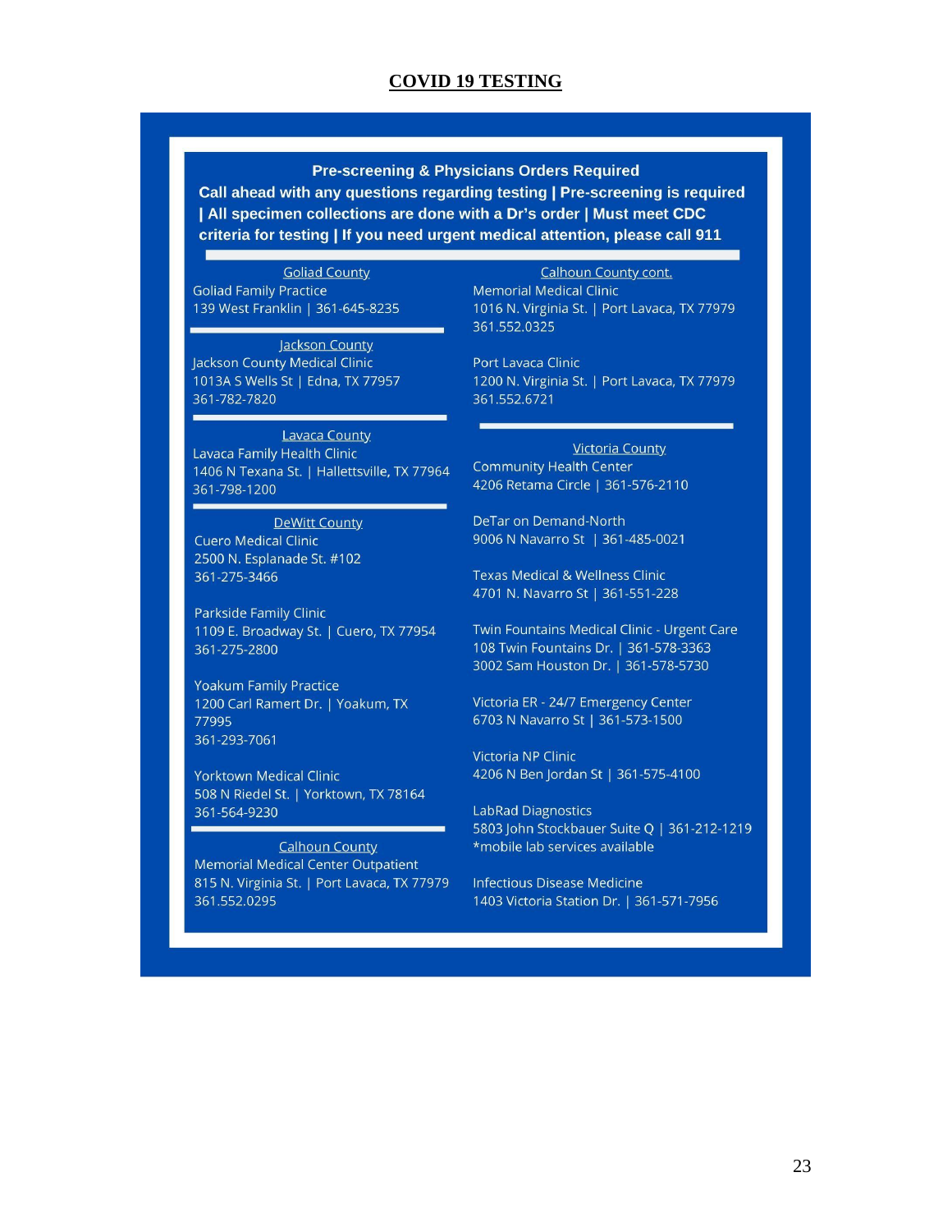# COVID 19 TESTING

**Pre-screening & Physicians Orders Required**

**Call ahead with any questions regarding testing | Pre-screening is required | All specimen collections are done with a Dr's order | Must meet CDC criteria for testing | If you need urgent medical attention, please call 911**

## Goliad County

Goliad Family Practice
139 West Franklin | 361-645-8235

## Jackson County

Jackson County Medical Clinic
1013A S Wells St | Edna, TX 77957
361-782-7820

## Lavaca County

Lavaca Family Health Clinic
1406 N Texana St. | Hallettsville, TX 77964
361-798-1200

## DeWitt County

Cuero Medical Clinic
2500 N. Esplanade St. #102
361-275-3466

Parkside Family Clinic
1109 E. Broadway St. | Cuero, TX 77954
361-275-2800

Yoakum Family Practice
1200 Carl Ramert Dr. | Yoakum, TX 77995
361-293-7061

Yorktown Medical Clinic
508 N Riedel St. | Yorktown, TX 78164
361-564-9230

## Calhoun County

Memorial Medical Center Outpatient
815 N. Virginia St. | Port Lavaca, TX 77979
361.552.0295

## Calhoun County cont.

Memorial Medical Clinic
1016 N. Virginia St. | Port Lavaca, TX 77979
361.552.0325

Port Lavaca Clinic
1200 N. Virginia St. | Port Lavaca, TX 77979
361.552.6721

## Victoria County

Community Health Center
4206 Retama Circle | 361-576-2110

DeTar on Demand-North
9006 N Navarro St | 361-485-0021

Texas Medical & Wellness Clinic
4701 N. Navarro St | 361-551-228

Twin Fountains Medical Clinic - Urgent Care
108 Twin Fountains Dr. | 361-578-3363
3002 Sam Houston Dr. | 361-578-5730

Victoria ER - 24/7 Emergency Center
6703 N Navarro St | 361-573-1500

Victoria NP Clinic
4206 N Ben Jordan St | 361-575-4100

LabRad Diagnostics
5803 John Stockbauer Suite Q | 361-212-1219
*mobile lab services available

Infectious Disease Medicine
1403 Victoria Station Dr. | 361-571-7956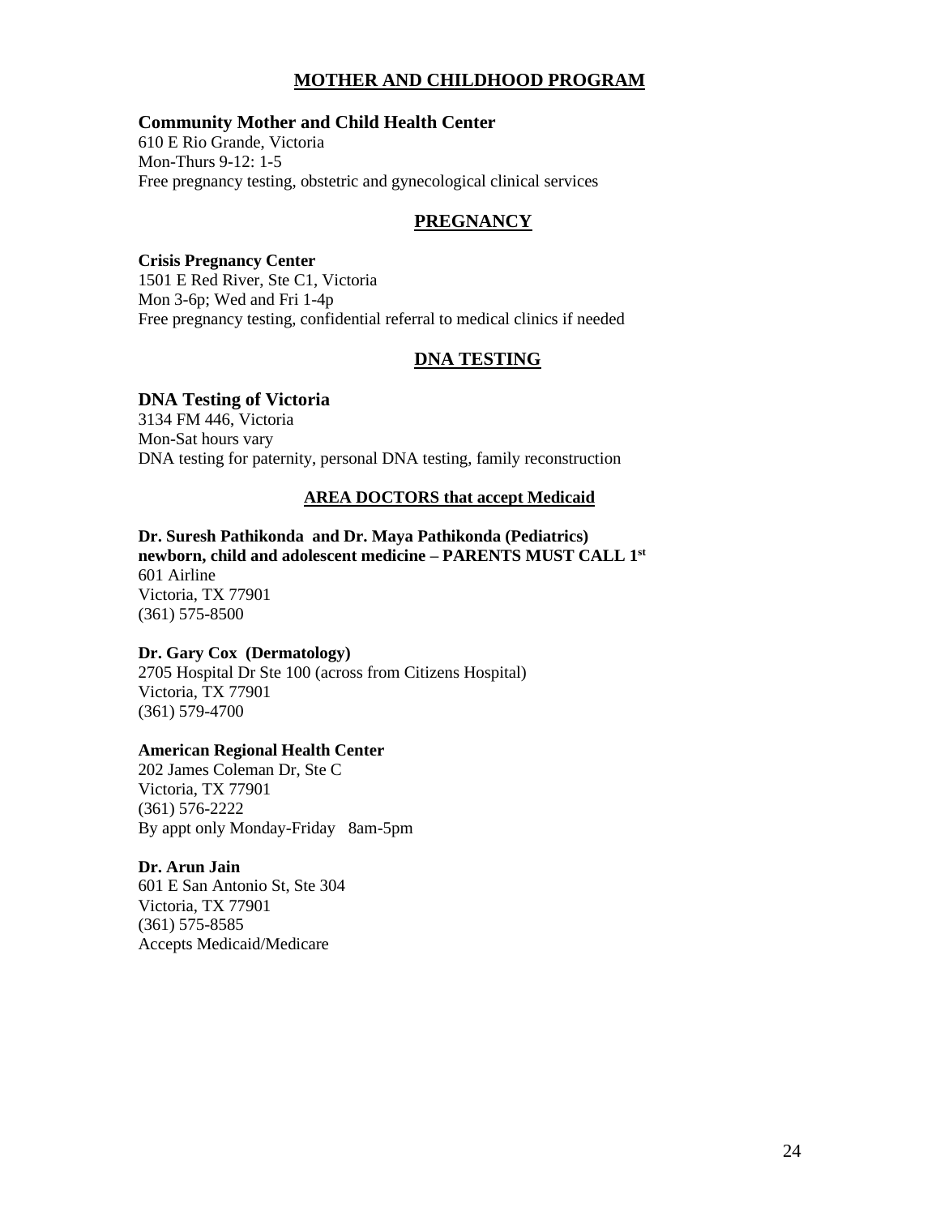## MOTHER AND CHILDHOOD PROGRAM

### Community Mother and Child Health Center

610 E Rio Grande, Victoria
Mon-Thurs 9-12: 1-5
Free pregnancy testing, obstetric and gynecological clinical services

## PREGNANCY

**Crisis Pregnancy Center**
1501 E Red River, Ste C1, Victoria
Mon 3-6p; Wed and Fri 1-4p
Free pregnancy testing, confidential referral to medical clinics if needed

## DNA TESTING

### DNA Testing of Victoria

3134 FM 446, Victoria
Mon-Sat hours vary
DNA testing for paternity, personal DNA testing, family reconstruction

## AREA DOCTORS that accept Medicaid

**Dr. Suresh Pathikonda and Dr. Maya Pathikonda (Pediatrics)**
**newborn, child and adolescent medicine – PARENTS MUST CALL 1st**
601 Airline
Victoria, TX 77901
(361) 575-8500

**Dr. Gary Cox (Dermatology)**
2705 Hospital Dr Ste 100 (across from Citizens Hospital)
Victoria, TX 77901
(361) 579-4700

**American Regional Health Center**
202 James Coleman Dr, Ste C
Victoria, TX 77901
(361) 576-2222
By appt only Monday-Friday 8am-5pm

**Dr. Arun Jain**
601 E San Antonio St, Ste 304
Victoria, TX 77901
(361) 575-8585
Accepts Medicaid/Medicare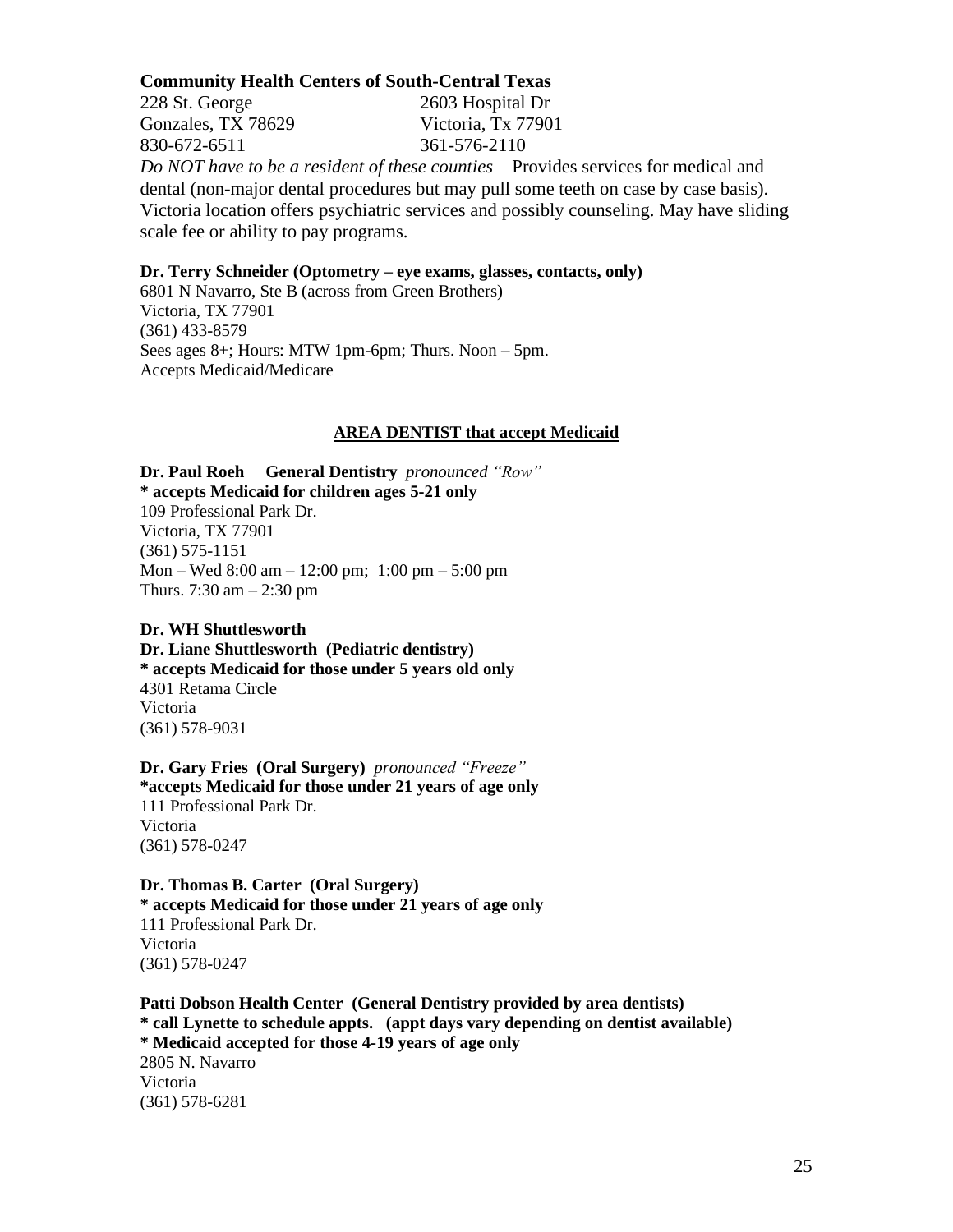**Community Health Centers of South-Central Texas**

228 St. George
Gonzales, TX 78629
830-672-6511

2603 Hospital Dr
Victoria, Tx 77901
361-576-2110

*Do NOT have to be a resident of these counties* – Provides services for medical and dental (non-major dental procedures but may pull some teeth on case by case basis). Victoria location offers psychiatric services and possibly counseling. May have sliding scale fee or ability to pay programs.

**Dr. Terry Schneider (Optometry – eye exams, glasses, contacts, only)**
6801 N Navarro, Ste B (across from Green Brothers)
Victoria, TX 77901
(361) 433-8579
Sees ages 8+; Hours: MTW 1pm-6pm; Thurs. Noon – 5pm.
Accepts Medicaid/Medicare

## **AREA DENTIST that accept Medicaid**

**Dr. Paul Roeh General Dentistry** *pronounced "Row"*
**\* accepts Medicaid for children ages 5-21 only**
109 Professional Park Dr.
Victoria, TX 77901
(361) 575-1151
Mon – Wed 8:00 am – 12:00 pm; 1:00 pm – 5:00 pm
Thurs. 7:30 am – 2:30 pm

**Dr. WH Shuttlesworth**
**Dr. Liane Shuttlesworth (Pediatric dentistry)**
**\* accepts Medicaid for those under 5 years old only**
4301 Retama Circle
Victoria
(361) 578-9031

**Dr. Gary Fries (Oral Surgery)** *pronounced "Freeze"*
**\*accepts Medicaid for those under 21 years of age only**
111 Professional Park Dr.
Victoria
(361) 578-0247

**Dr. Thomas B. Carter (Oral Surgery)**
**\* accepts Medicaid for those under 21 years of age only**
111 Professional Park Dr.
Victoria
(361) 578-0247

**Patti Dobson Health Center (General Dentistry provided by area dentists)**
**\* call Lynette to schedule appts. (appt days vary depending on dentist available)**
**\* Medicaid accepted for those 4-19 years of age only**
2805 N. Navarro
Victoria
(361) 578-6281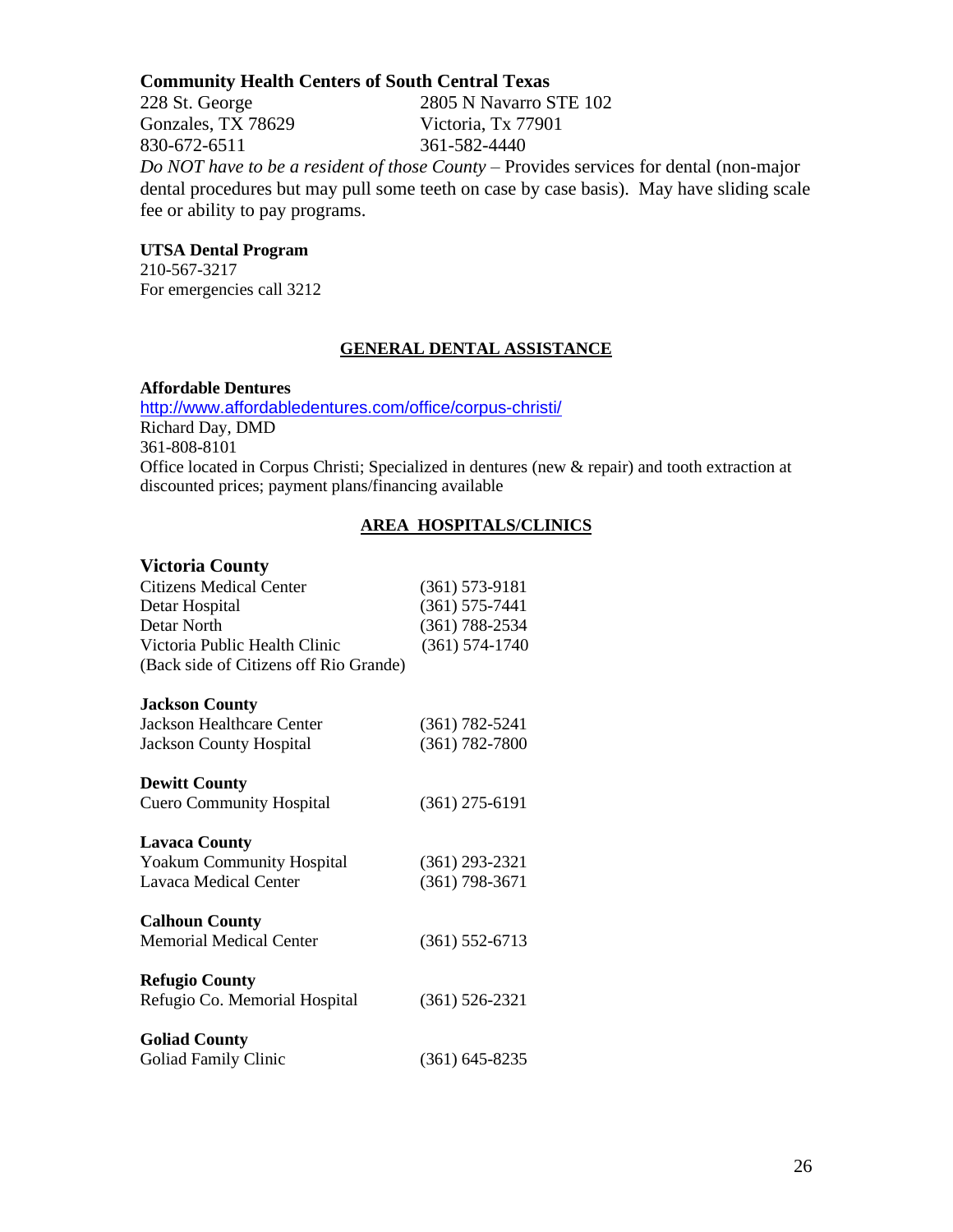**Community Health Centers of South Central Texas**

228 St. George
Gonzales, TX 78629
830-672-6511

2805 N Navarro STE 102
Victoria, Tx 77901
361-582-4440

*Do NOT have to be a resident of those County* – Provides services for dental (non-major dental procedures but may pull some teeth on case by case basis). May have sliding scale fee or ability to pay programs.

**UTSA Dental Program**
210-567-3217
For emergencies call 3212

## GENERAL DENTAL ASSISTANCE

**Affordable Dentures**
http://www.affordabledentures.com/office/corpus-christi/
Richard Day, DMD
361-808-8101
Office located in Corpus Christi; Specialized in dentures (new & repair) and tooth extraction at discounted prices; payment plans/financing available

## AREA HOSPITALS/CLINICS

### Victoria County

| | |
|---|---|
| Citizens Medical Center | (361) 573-9181 |
| Detar Hospital | (361) 575-7441 |
| Detar North | (361) 788-2534 |
| Victoria Public Health Clinic | (361) 574-1740 |
| (Back side of Citizens off Rio Grande) | |

**Jackson County**

| | |
|---|---|
| Jackson Healthcare Center | (361) 782-5241 |
| Jackson County Hospital | (361) 782-7800 |

**Dewitt County**

| | |
|---|---|
| Cuero Community Hospital | (361) 275-6191 |

**Lavaca County**

| | |
|---|---|
| Yoakum Community Hospital | (361) 293-2321 |
| Lavaca Medical Center | (361) 798-3671 |

**Calhoun County**

| | |
|---|---|
| Memorial Medical Center | (361) 552-6713 |

**Refugio County**

| | |
|---|---|
| Refugio Co. Memorial Hospital | (361) 526-2321 |

**Goliad County**

| | |
|---|---|
| Goliad Family Clinic | (361) 645-8235 |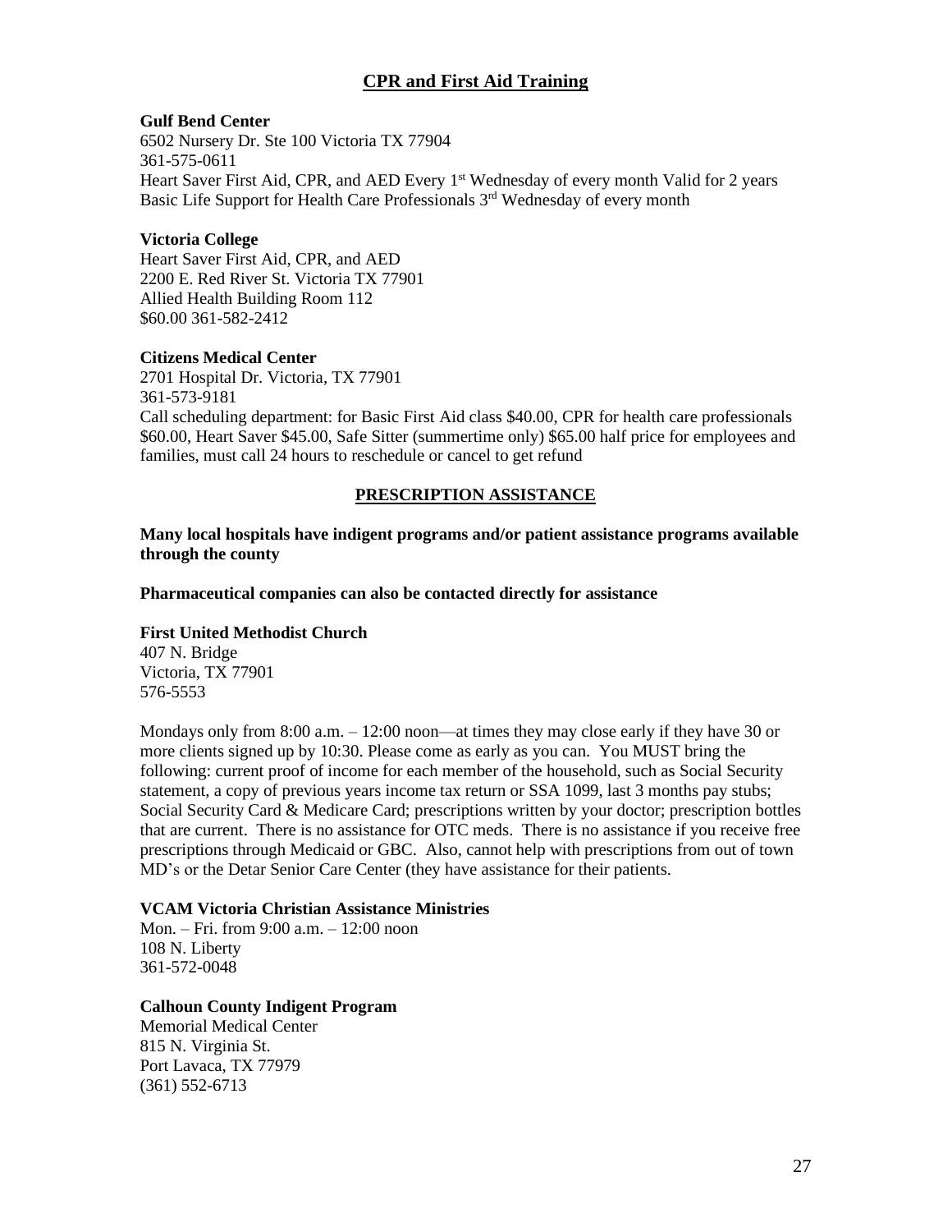## CPR and First Aid Training

**Gulf Bend Center**
6502 Nursery Dr. Ste 100 Victoria TX 77904
361-575-0611
Heart Saver First Aid, CPR, and AED Every 1st Wednesday of every month Valid for 2 years
Basic Life Support for Health Care Professionals 3rd Wednesday of every month

**Victoria College**
Heart Saver First Aid, CPR, and AED
2200 E. Red River St. Victoria TX 77901
Allied Health Building Room 112
$60.00 361-582-2412

**Citizens Medical Center**
2701 Hospital Dr. Victoria, TX 77901
361-573-9181
Call scheduling department: for Basic First Aid class $40.00, CPR for health care professionals $60.00, Heart Saver $45.00, Safe Sitter (summertime only) $65.00 half price for employees and families, must call 24 hours to reschedule or cancel to get refund

## PRESCRIPTION ASSISTANCE

**Many local hospitals have indigent programs and/or patient assistance programs available through the county**

**Pharmaceutical companies can also be contacted directly for assistance**

**First United Methodist Church**
407 N. Bridge
Victoria, TX 77901
576-5553

Mondays only from 8:00 a.m. – 12:00 noon—at times they may close early if they have 30 or more clients signed up by 10:30. Please come as early as you can. You MUST bring the following: current proof of income for each member of the household, such as Social Security statement, a copy of previous years income tax return or SSA 1099, last 3 months pay stubs; Social Security Card & Medicare Card; prescriptions written by your doctor; prescription bottles that are current. There is no assistance for OTC meds. There is no assistance if you receive free prescriptions through Medicaid or GBC. Also, cannot help with prescriptions from out of town MD's or the Detar Senior Care Center (they have assistance for their patients.

**VCAM Victoria Christian Assistance Ministries**
Mon. – Fri. from 9:00 a.m. – 12:00 noon
108 N. Liberty
361-572-0048

**Calhoun County Indigent Program**
Memorial Medical Center
815 N. Virginia St.
Port Lavaca, TX 77979
(361) 552-6713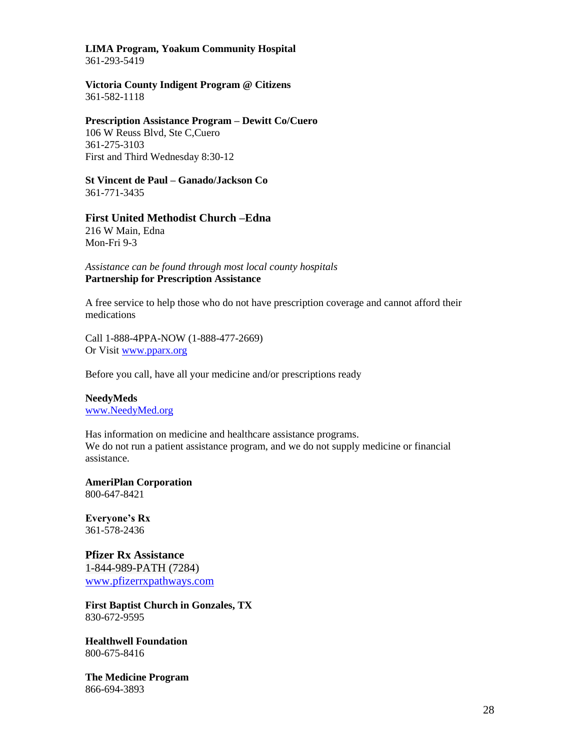**LIMA Program, Yoakum Community Hospital**
361-293-5419

**Victoria County Indigent Program @ Citizens**
361-582-1118

**Prescription Assistance Program – Dewitt Co/Cuero**
106 W Reuss Blvd, Ste C,Cuero
361-275-3103
First and Third Wednesday 8:30-12

**St Vincent de Paul – Ganado/Jackson Co**
361-771-3435

**First United Methodist Church –Edna**
216 W Main, Edna
Mon-Fri 9-3

*Assistance can be found through most local county hospitals*
**Partnership for Prescription Assistance**

A free service to help those who do not have prescription coverage and cannot afford their medications

Call 1-888-4PPA-NOW (1-888-477-2669)
Or Visit www.pparx.org

Before you call, have all your medicine and/or prescriptions ready

**NeedyMeds**
www.NeedyMed.org

Has information on medicine and healthcare assistance programs.
We do not run a patient assistance program, and we do not supply medicine or financial assistance.

**AmeriPlan Corporation**
800-647-8421

**Everyone's Rx**
361-578-2436

**Pfizer Rx Assistance**
1-844-989-PATH (7284)
www.pfizerrxpathways.com

**First Baptist Church in Gonzales, TX**
830-672-9595

**Healthwell Foundation**
800-675-8416

**The Medicine Program**
866-694-3893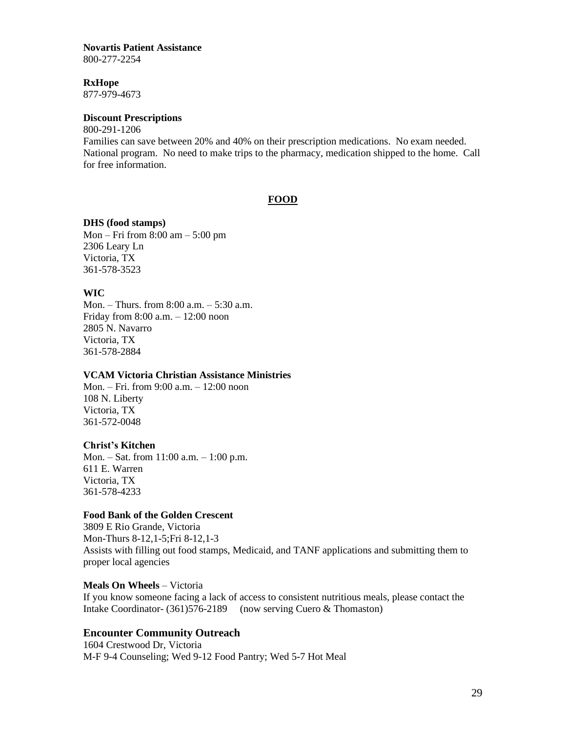**Novartis Patient Assistance**
800-277-2254

**RxHope**
877-979-4673

**Discount Prescriptions**
800-291-1206
Families can save between 20% and 40% on their prescription medications. No exam needed. National program. No need to make trips to the pharmacy, medication shipped to the home. Call for free information.

## FOOD

**DHS (food stamps)**
Mon – Fri from 8:00 am – 5:00 pm
2306 Leary Ln
Victoria, TX
361-578-3523

**WIC**
Mon. – Thurs. from 8:00 a.m. – 5:30 a.m.
Friday from 8:00 a.m. – 12:00 noon
2805 N. Navarro
Victoria, TX
361-578-2884

**VCAM Victoria Christian Assistance Ministries**
Mon. – Fri. from 9:00 a.m. – 12:00 noon
108 N. Liberty
Victoria, TX
361-572-0048

**Christ's Kitchen**
Mon. – Sat. from 11:00 a.m. – 1:00 p.m.
611 E. Warren
Victoria, TX
361-578-4233

**Food Bank of the Golden Crescent**
3809 E Rio Grande, Victoria
Mon-Thurs 8-12,1-5;Fri 8-12,1-3
Assists with filling out food stamps, Medicaid, and TANF applications and submitting them to proper local agencies

**Meals On Wheels** – Victoria
If you know someone facing a lack of access to consistent nutritious meals, please contact the Intake Coordinator- (361)576-2189 (now serving Cuero & Thomaston)

**Encounter Community Outreach**
1604 Crestwood Dr, Victoria
M-F 9-4 Counseling; Wed 9-12 Food Pantry; Wed 5-7 Hot Meal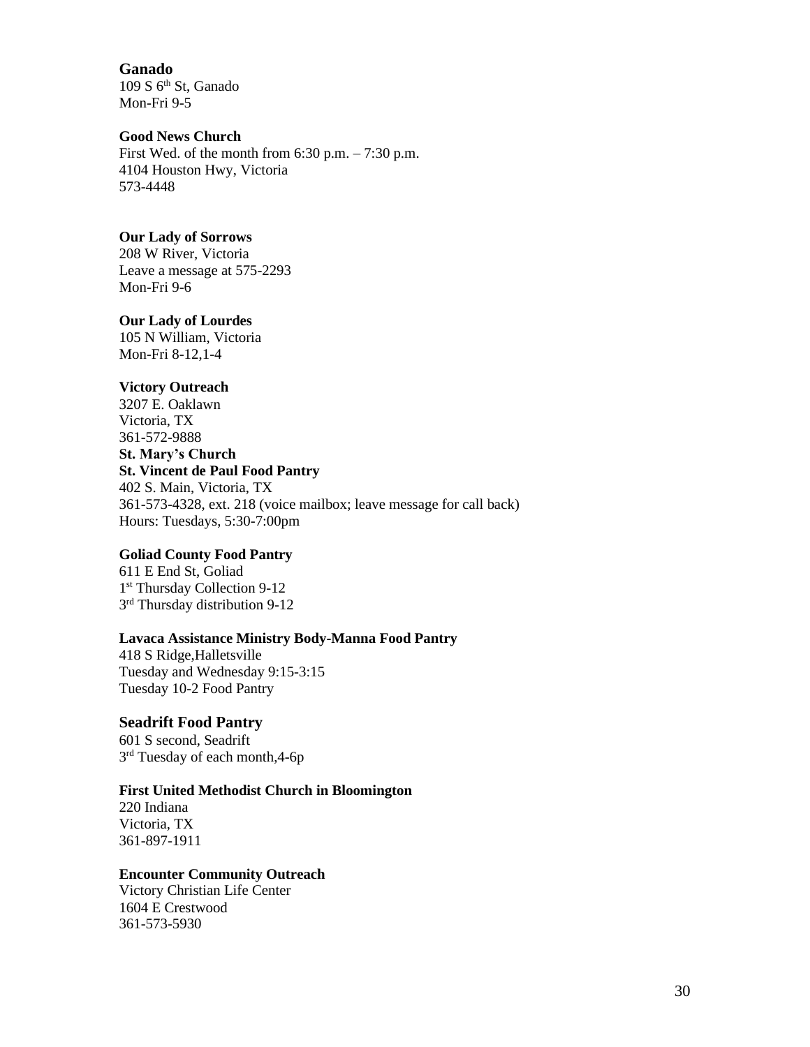**Ganado**
109 S 6th St, Ganado
Mon-Fri 9-5

**Good News Church**
First Wed. of the month from 6:30 p.m. – 7:30 p.m.
4104 Houston Hwy, Victoria
573-4448

**Our Lady of Sorrows**
208 W River, Victoria
Leave a message at 575-2293
Mon-Fri 9-6

**Our Lady of Lourdes**
105 N William, Victoria
Mon-Fri 8-12,1-4

**Victory Outreach**
3207 E. Oaklawn
Victoria, TX
361-572-9888
**St. Mary's Church**
**St. Vincent de Paul Food Pantry**
402 S. Main, Victoria, TX
361-573-4328, ext. 218 (voice mailbox; leave message for call back)
Hours: Tuesdays, 5:30-7:00pm

**Goliad County Food Pantry**
611 E End St, Goliad
1st Thursday Collection 9-12
3rd Thursday distribution 9-12

**Lavaca Assistance Ministry Body-Manna Food Pantry**
418 S Ridge,Halletsville
Tuesday and Wednesday 9:15-3:15
Tuesday 10-2 Food Pantry

**Seadrift Food Pantry**
601 S second, Seadrift
3rd Tuesday of each month,4-6p

**First United Methodist Church in Bloomington**
220 Indiana
Victoria, TX
361-897-1911

**Encounter Community Outreach**
Victory Christian Life Center
1604 E Crestwood
361-573-5930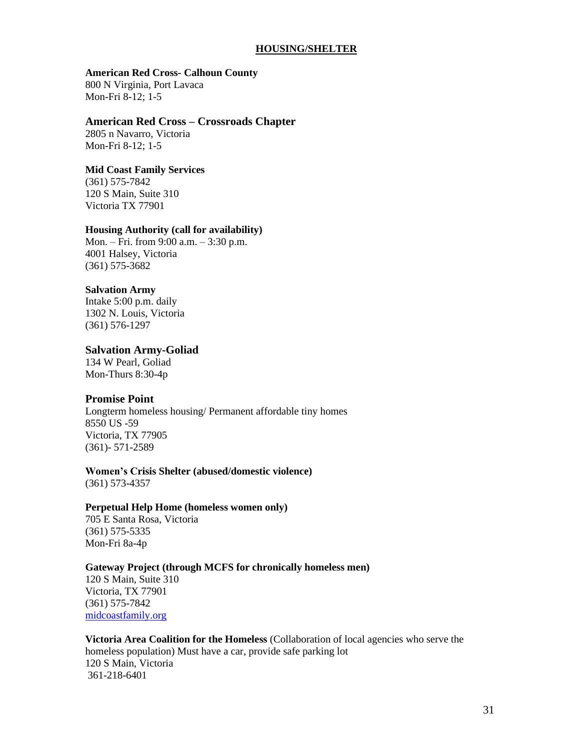## HOUSING/SHELTER

**American Red Cross- Calhoun County**
800 N Virginia, Port Lavaca
Mon-Fri 8-12; 1-5

**American Red Cross – Crossroads Chapter**
2805 n Navarro, Victoria
Mon-Fri 8-12; 1-5

**Mid Coast Family Services**
(361) 575-7842
120 S Main, Suite 310
Victoria TX 77901

**Housing Authority (call for availability)**
Mon. – Fri. from 9:00 a.m. – 3:30 p.m.
4001 Halsey, Victoria
(361) 575-3682

**Salvation Army**
Intake 5:00 p.m. daily
1302 N. Louis, Victoria
(361) 576-1297

**Salvation Army-Goliad**
134 W Pearl, Goliad
Mon-Thurs 8:30-4p

**Promise Point**
Longterm homeless housing/ Permanent affordable tiny homes
8550 US -59
Victoria, TX 77905
(361)- 571-2589

**Women's Crisis Shelter (abused/domestic violence)**
(361) 573-4357

**Perpetual Help Home (homeless women only)**
705 E Santa Rosa, Victoria
(361) 575-5335
Mon-Fri 8a-4p

**Gateway Project (through MCFS for chronically homeless men)**
120 S Main, Suite 310
Victoria, TX 77901
(361) 575-7842
[midcoastfamily.org](midcoastfamily.org)

**Victoria Area Coalition for the Homeless** (Collaboration of local agencies who serve the homeless population) Must have a car, provide safe parking lot
120 S Main, Victoria
361-218-6401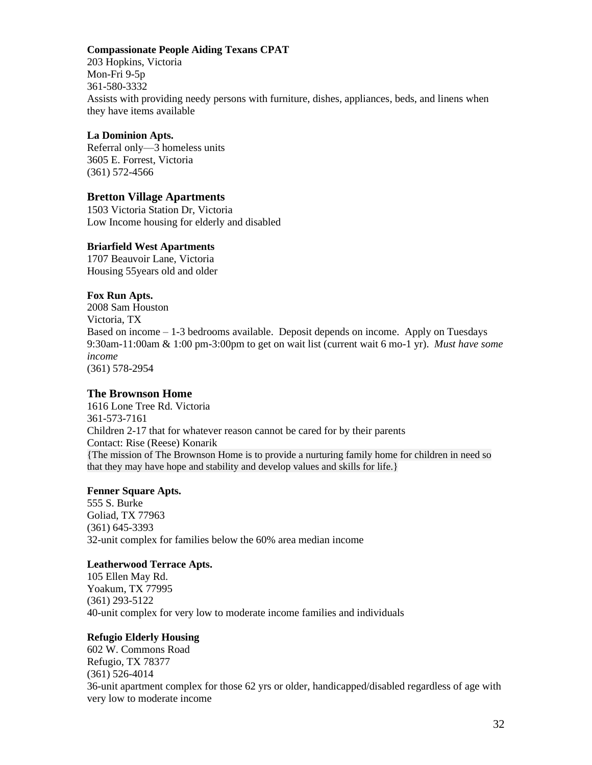**Compassionate People Aiding Texans CPAT**
203 Hopkins, Victoria
Mon-Fri 9-5p
361-580-3332
Assists with providing needy persons with furniture, dishes, appliances, beds, and linens when they have items available

**La Dominion Apts.**
Referral only—3 homeless units
3605 E. Forrest, Victoria
(361) 572-4566

### Bretton Village Apartments
1503 Victoria Station Dr, Victoria
Low Income housing for elderly and disabled

**Briarfield West Apartments**
1707 Beauvoir Lane, Victoria
Housing 55years old and older

**Fox Run Apts.**
2008 Sam Houston
Victoria, TX
Based on income – 1-3 bedrooms available. Deposit depends on income. Apply on Tuesdays 9:30am-11:00am & 1:00 pm-3:00pm to get on wait list (current wait 6 mo-1 yr). *Must have some income*
(361) 578-2954

### The Brownson Home
1616 Lone Tree Rd. Victoria
361-573-7161
Children 2-17 that for whatever reason cannot be cared for by their parents
Contact: Rise (Reese) Konarik
{The mission of The Brownson Home is to provide a nurturing family home for children in need so that they may have hope and stability and develop values and skills for life.}

**Fenner Square Apts.**
555 S. Burke
Goliad, TX 77963
(361) 645-3393
32-unit complex for families below the 60% area median income

**Leatherwood Terrace Apts.**
105 Ellen May Rd.
Yoakum, TX 77995
(361) 293-5122
40-unit complex for very low to moderate income families and individuals

**Refugio Elderly Housing**
602 W. Commons Road
Refugio, TX 78377
(361) 526-4014
36-unit apartment complex for those 62 yrs or older, handicapped/disabled regardless of age with very low to moderate income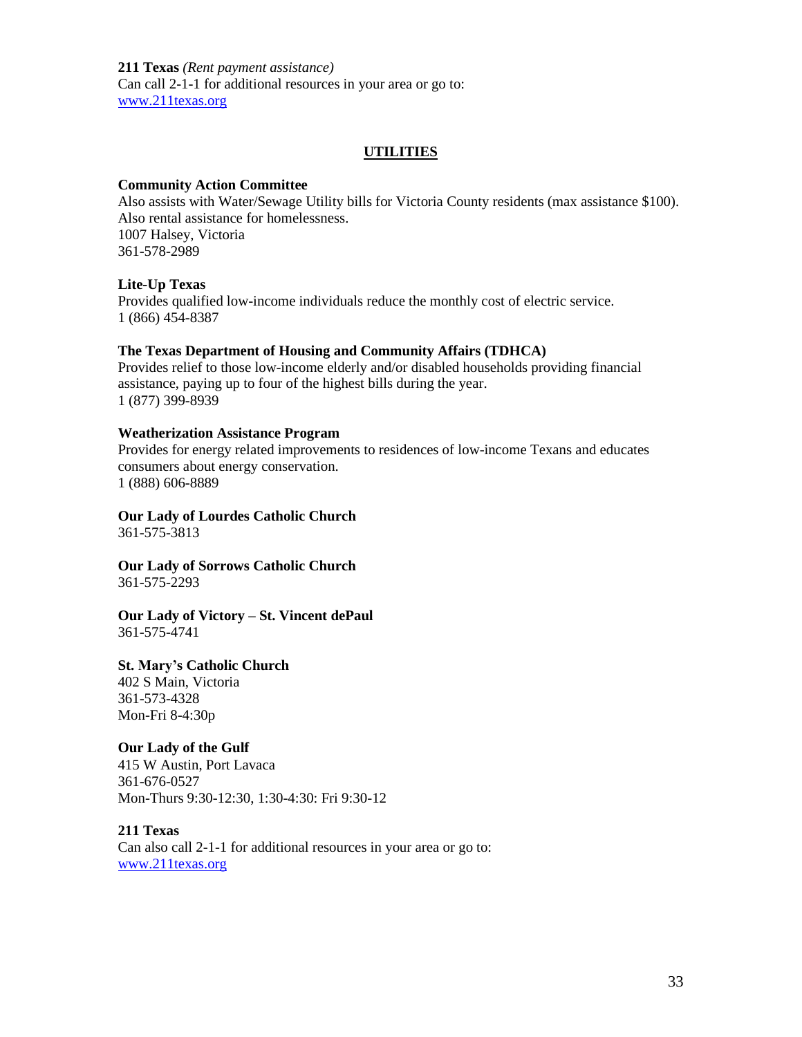**211 Texas** *(Rent payment assistance)*
Can call 2-1-1 for additional resources in your area or go to:
[www.211texas.org](www.211texas.org)

## UTILITIES

**Community Action Committee**
Also assists with Water/Sewage Utility bills for Victoria County residents (max assistance $100).
Also rental assistance for homelessness.
1007 Halsey, Victoria
361-578-2989

**Lite-Up Texas**
Provides qualified low-income individuals reduce the monthly cost of electric service.
1 (866) 454-8387

**The Texas Department of Housing and Community Affairs (TDHCA)**
Provides relief to those low-income elderly and/or disabled households providing financial assistance, paying up to four of the highest bills during the year.
1 (877) 399-8939

**Weatherization Assistance Program**
Provides for energy related improvements to residences of low-income Texans and educates consumers about energy conservation.
1 (888) 606-8889

**Our Lady of Lourdes Catholic Church**
361-575-3813

**Our Lady of Sorrows Catholic Church**
361-575-2293

**Our Lady of Victory – St. Vincent dePaul**
361-575-4741

**St. Mary's Catholic Church**
402 S Main, Victoria
361-573-4328
Mon-Fri 8-4:30p

**Our Lady of the Gulf**
415 W Austin, Port Lavaca
361-676-0527
Mon-Thurs 9:30-12:30, 1:30-4:30: Fri 9:30-12

**211 Texas**
Can also call 2-1-1 for additional resources in your area or go to:
[www.211texas.org](www.211texas.org)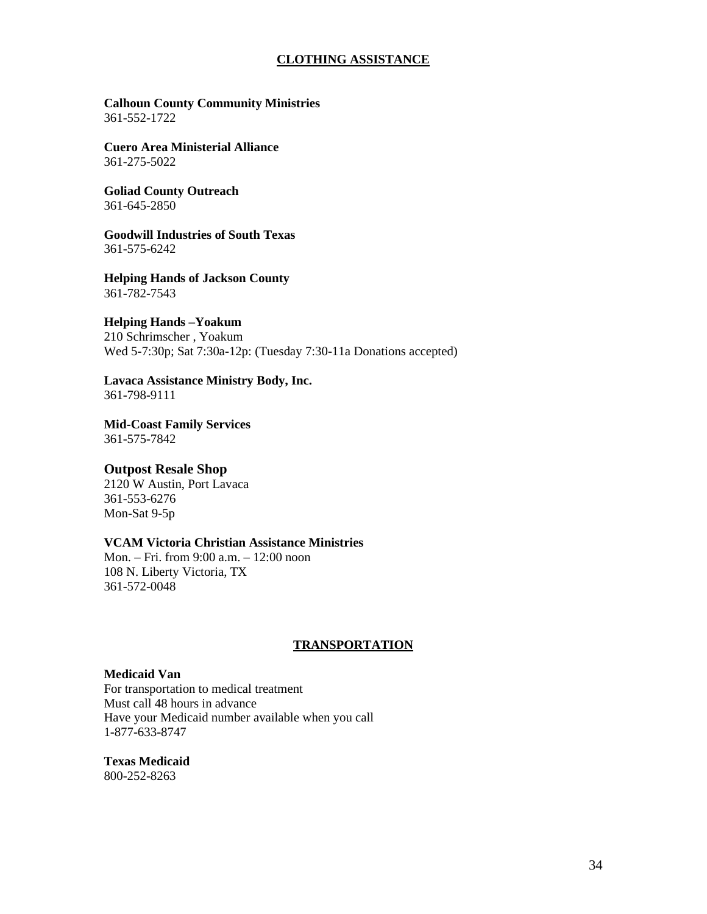## CLOTHING ASSISTANCE

**Calhoun County Community Ministries**
361-552-1722

**Cuero Area Ministerial Alliance**
361-275-5022

**Goliad County Outreach**
361-645-2850

**Goodwill Industries of South Texas**
361-575-6242

**Helping Hands of Jackson County**
361-782-7543

**Helping Hands –Yoakum**
210 Schrimscher , Yoakum
Wed 5-7:30p; Sat 7:30a-12p: (Tuesday 7:30-11a Donations accepted)

**Lavaca Assistance Ministry Body, Inc.**
361-798-9111

**Mid-Coast Family Services**
361-575-7842

**Outpost Resale Shop**
2120 W Austin, Port Lavaca
361-553-6276
Mon-Sat 9-5p

**VCAM Victoria Christian Assistance Ministries**
Mon. – Fri. from 9:00 a.m. – 12:00 noon
108 N. Liberty Victoria, TX
361-572-0048

## TRANSPORTATION

**Medicaid Van**
For transportation to medical treatment
Must call 48 hours in advance
Have your Medicaid number available when you call
1-877-633-8747

**Texas Medicaid**
800-252-8263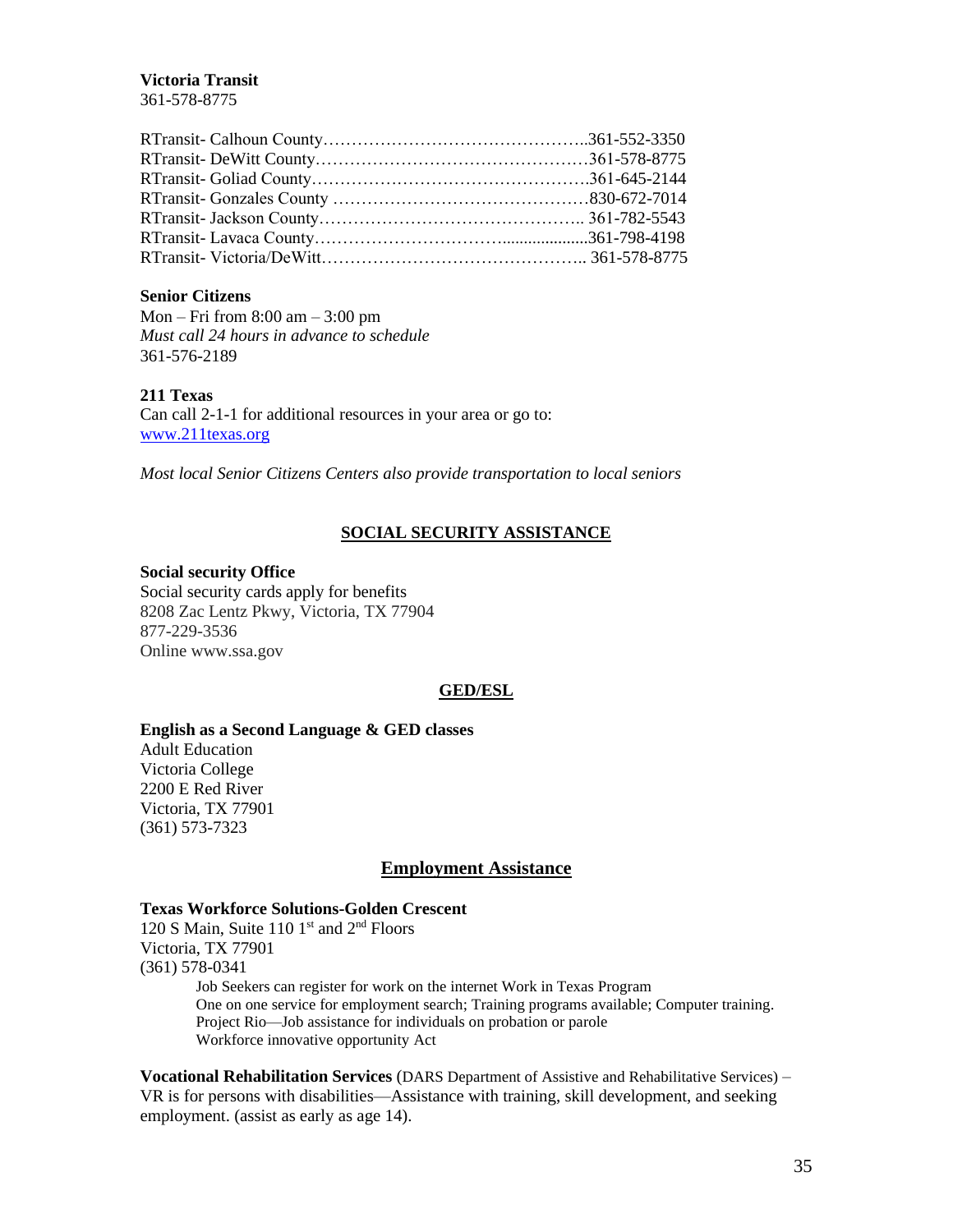**Victoria Transit**
361-578-8775

RTransit- Calhoun County……………………………………..361-552-3350
RTransit- DeWitt County………………………………………361-578-8775
RTransit- Goliad County………………………………………361-645-2144
RTransit- Gonzales County ……………………………………830-672-7014
RTransit- Jackson County……………………………………. 361-782-5543
RTransit- Lavaca County…………………………....................361-798-4198
RTransit- Victoria/DeWitt…………………………………….. 361-578-8775

**Senior Citizens**
Mon – Fri from 8:00 am – 3:00 pm
*Must call 24 hours in advance to schedule*
361-576-2189

**211 Texas**
Can call 2-1-1 for additional resources in your area or go to:
www.211texas.org

*Most local Senior Citizens Centers also provide transportation to local seniors*

## SOCIAL SECURITY ASSISTANCE

**Social security Office**
Social security cards apply for benefits
8208 Zac Lentz Pkwy, Victoria, TX 77904
877-229-3536
Online www.ssa.gov

## GED/ESL

**English as a Second Language & GED classes**
Adult Education
Victoria College
2200 E Red River
Victoria, TX 77901
(361) 573-7323

## Employment Assistance

**Texas Workforce Solutions-Golden Crescent**
120 S Main, Suite 110 1st and 2nd Floors
Victoria, TX 77901
(361) 578-0341

Job Seekers can register for work on the internet Work in Texas Program
One on one service for employment search; Training programs available; Computer training.
Project Rio—Job assistance for individuals on probation or parole
Workforce innovative opportunity Act

**Vocational Rehabilitation Services** (DARS Department of Assistive and Rehabilitative Services) – VR is for persons with disabilities—Assistance with training, skill development, and seeking employment. (assist as early as age 14).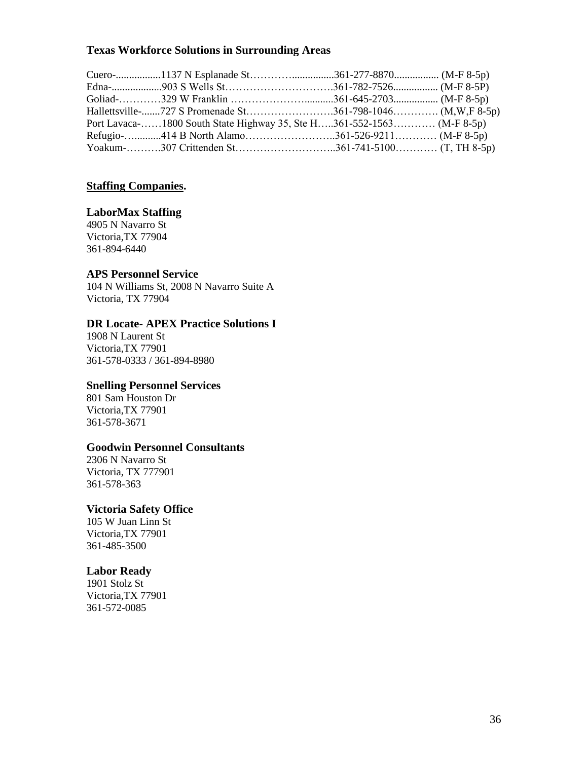### Texas Workforce Solutions in Surrounding Areas

Cuero-.................1137 N Esplanade St…………................361-277-8870................. (M-F 8-5p)
Edna-...................903 S Wells St………………………….361-782-7526................. (M-F 8-5P)
Goliad-…………329 W Franklin ……………………...........361-645-2703................. (M-F 8-5p)
Hallettsville-.......727 S Promenade St…………………….361-798-1046…………. (M,W,F 8-5p)
Port Lavaca-……1800 South State Highway 35, Ste H…..361-552-1563………… (M-F 8-5p)
Refugio-…..........414 B North Alamo……………………..361-526-9211………… (M-F 8-5p)
Yoakum-……….307 Crittenden St………………………..361-741-5100………… (T, TH 8-5p)

**<u>Staffing Companies</u>.**

**LaborMax Staffing**
4905 N Navarro St
Victoria,TX 77904
361-894-6440

**APS Personnel Service**
104 N Williams St, 2008 N Navarro Suite A
Victoria, TX 77904

**DR Locate- APEX Practice Solutions I**
1908 N Laurent St
Victoria,TX 77901
361-578-0333 / 361-894-8980

**Snelling Personnel Services**
801 Sam Houston Dr
Victoria,TX 77901
361-578-3671

**Goodwin Personnel Consultants**
2306 N Navarro St
Victoria, TX 777901
361-578-363

**Victoria Safety Office**
105 W Juan Linn St
Victoria,TX 77901
361-485-3500

**Labor Ready**
1901 Stolz St
Victoria,TX 77901
361-572-0085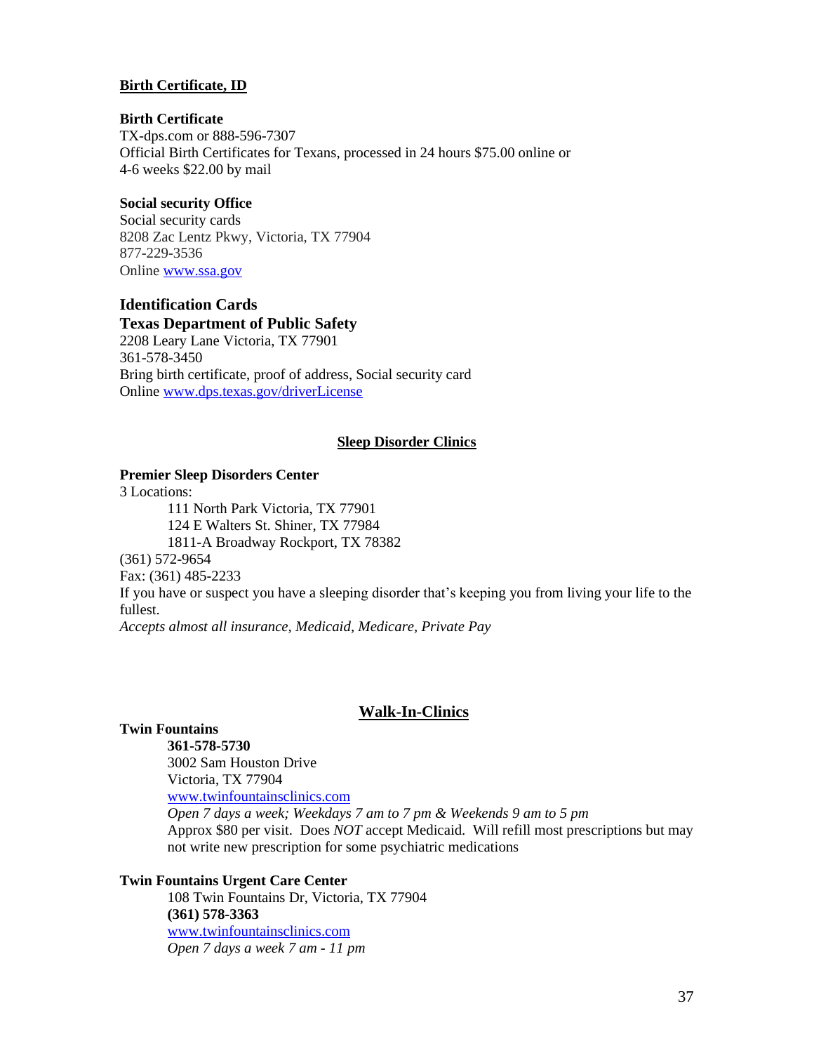## Birth Certificate, ID

**Birth Certificate**
TX-dps.com or 888-596-7307
Official Birth Certificates for Texans, processed in 24 hours $75.00 online or
4-6 weeks $22.00 by mail

**Social security Office**
Social security cards
8208 Zac Lentz Pkwy, Victoria, TX 77904
877-229-3536
Online [www.ssa.gov](http://www.ssa.gov)

### Identification Cards

**Texas Department of Public Safety**
2208 Leary Lane Victoria, TX 77901
361-578-3450
Bring birth certificate, proof of address, Social security card
Online [www.dps.texas.gov/driverLicense](http://www.dps.texas.gov/driverLicense)

## Sleep Disorder Clinics

**Premier Sleep Disorders Center**
3 Locations:

- 111 North Park Victoria, TX 77901
- 124 E Walters St. Shiner, TX 77984
- 1811-A Broadway Rockport, TX 78382

(361) 572-9654
Fax: (361) 485-2233
If you have or suspect you have a sleeping disorder that's keeping you from living your life to the fullest.
*Accepts almost all insurance, Medicaid, Medicare, Private Pay*

## Walk-In-Clinics

**Twin Fountains**

**361-578-5730**
3002 Sam Houston Drive
Victoria, TX 77904
[www.twinfountainsclinics.com](http://www.twinfountainsclinics.com)
*Open 7 days a week; Weekdays 7 am to 7 pm & Weekends 9 am to 5 pm*
Approx $80 per visit. Does *NOT* accept Medicaid. Will refill most prescriptions but may not write new prescription for some psychiatric medications

**Twin Fountains Urgent Care Center**

108 Twin Fountains Dr, Victoria, TX 77904
**(361) 578-3363**
[www.twinfountainsclinics.com](http://www.twinfountainsclinics.com)
*Open 7 days a week 7 am - 11 pm*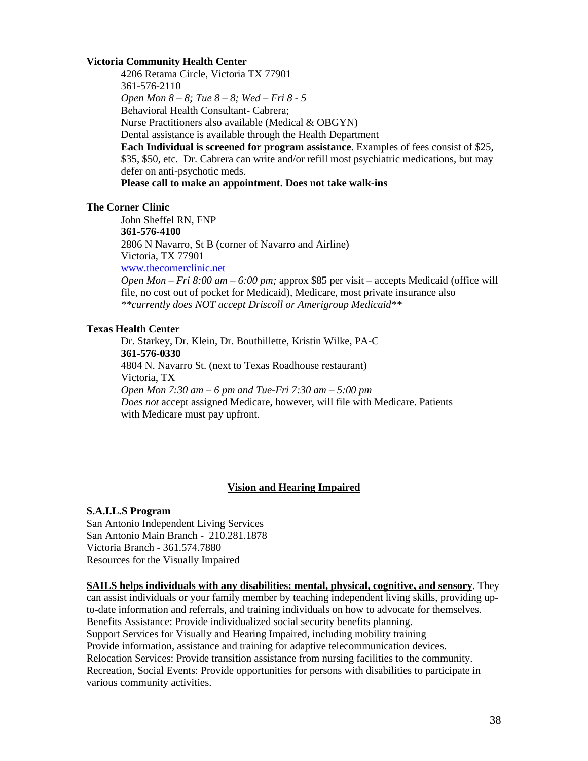**Victoria Community Health Center**

4206 Retama Circle, Victoria TX 77901
361-576-2110
*Open Mon 8 – 8; Tue 8 – 8; Wed – Fri 8 - 5*
Behavioral Health Consultant- Cabrera;
Nurse Practitioners also available (Medical & OBGYN)
Dental assistance is available through the Health Department
**Each Individual is screened for program assistance**. Examples of fees consist of $25, $35, $50, etc. Dr. Cabrera can write and/or refill most psychiatric medications, but may defer on anti-psychotic meds.
**Please call to make an appointment. Does not take walk-ins**

**The Corner Clinic**

John Sheffel RN, FNP
**361-576-4100**
2806 N Navarro, St B (corner of Navarro and Airline)
Victoria, TX 77901
[www.thecornerclinic.net](http://www.thecornerclinic.net)
*Open Mon – Fri 8:00 am – 6:00 pm;* approx $85 per visit – accepts Medicaid (office will file, no cost out of pocket for Medicaid), Medicare, most private insurance also
*\*\*currently does NOT accept Driscoll or Amerigroup Medicaid\*\**

**Texas Health Center**

Dr. Starkey, Dr. Klein, Dr. Bouthillette, Kristin Wilke, PA-C
**361-576-0330**
4804 N. Navarro St. (next to Texas Roadhouse restaurant)
Victoria, TX
*Open Mon 7:30 am – 6 pm and Tue-Fri 7:30 am – 5:00 pm*
*Does not* accept assigned Medicare, however, will file with Medicare. Patients with Medicare must pay upfront.

## Vision and Hearing Impaired

**S.A.I.L.S Program**
San Antonio Independent Living Services
San Antonio Main Branch - 210.281.1878
Victoria Branch - 361.574.7880
Resources for the Visually Impaired

**SAILS helps individuals with any disabilities: mental, physical, cognitive, and sensory**. They can assist individuals or your family member by teaching independent living skills, providing up-to-date information and referrals, and training individuals on how to advocate for themselves.
Benefits Assistance: Provide individualized social security benefits planning.
Support Services for Visually and Hearing Impaired, including mobility training
Provide information, assistance and training for adaptive telecommunication devices.
Relocation Services: Provide transition assistance from nursing facilities to the community.
Recreation, Social Events: Provide opportunities for persons with disabilities to participate in various community activities.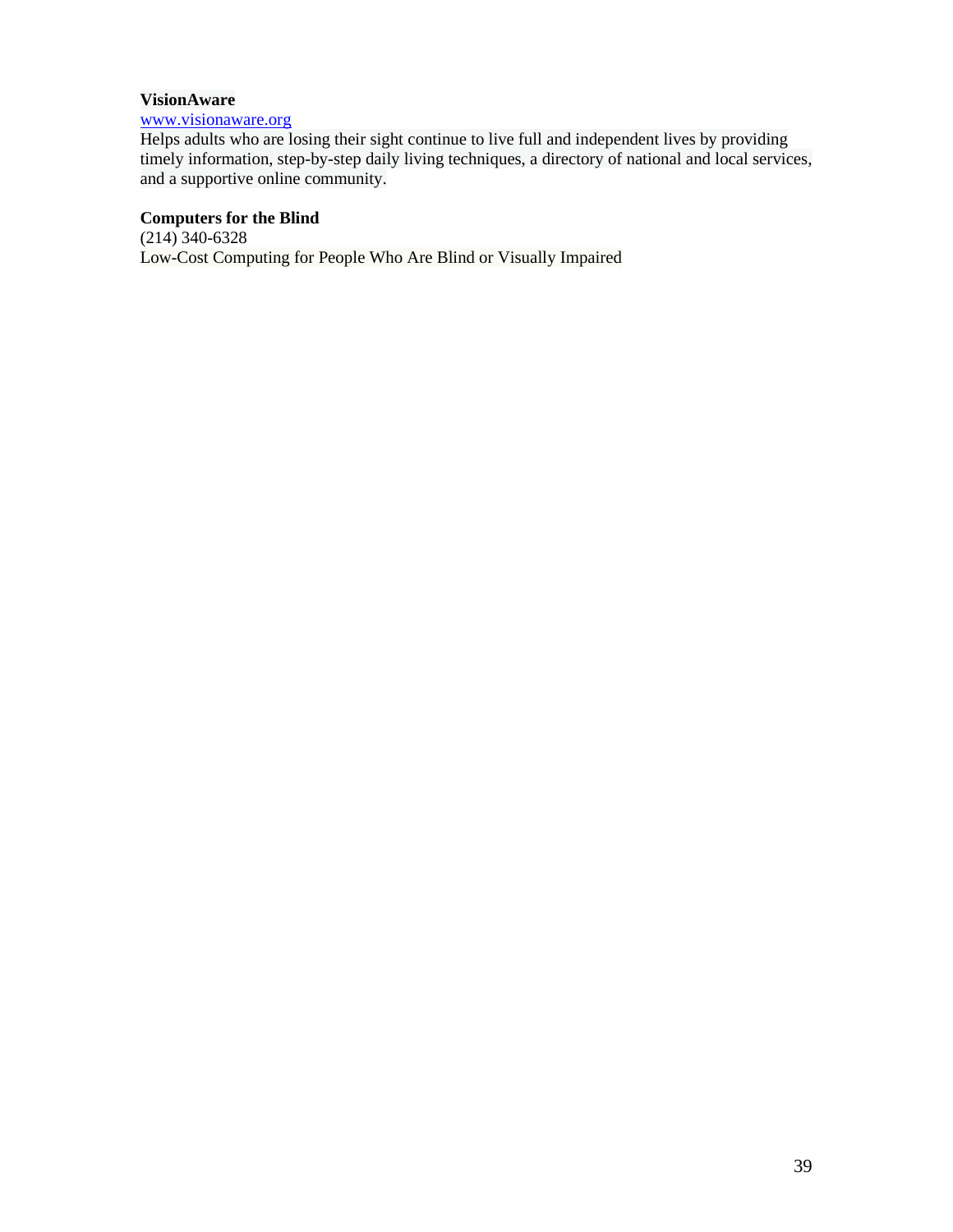**VisionAware**

www.visionaware.org

Helps adults who are losing their sight continue to live full and independent lives by providing timely information, step-by-step daily living techniques, a directory of national and local services, and a supportive online community.

**Computers for the Blind**

(214) 340-6328

Low-Cost Computing for People Who Are Blind or Visually Impaired